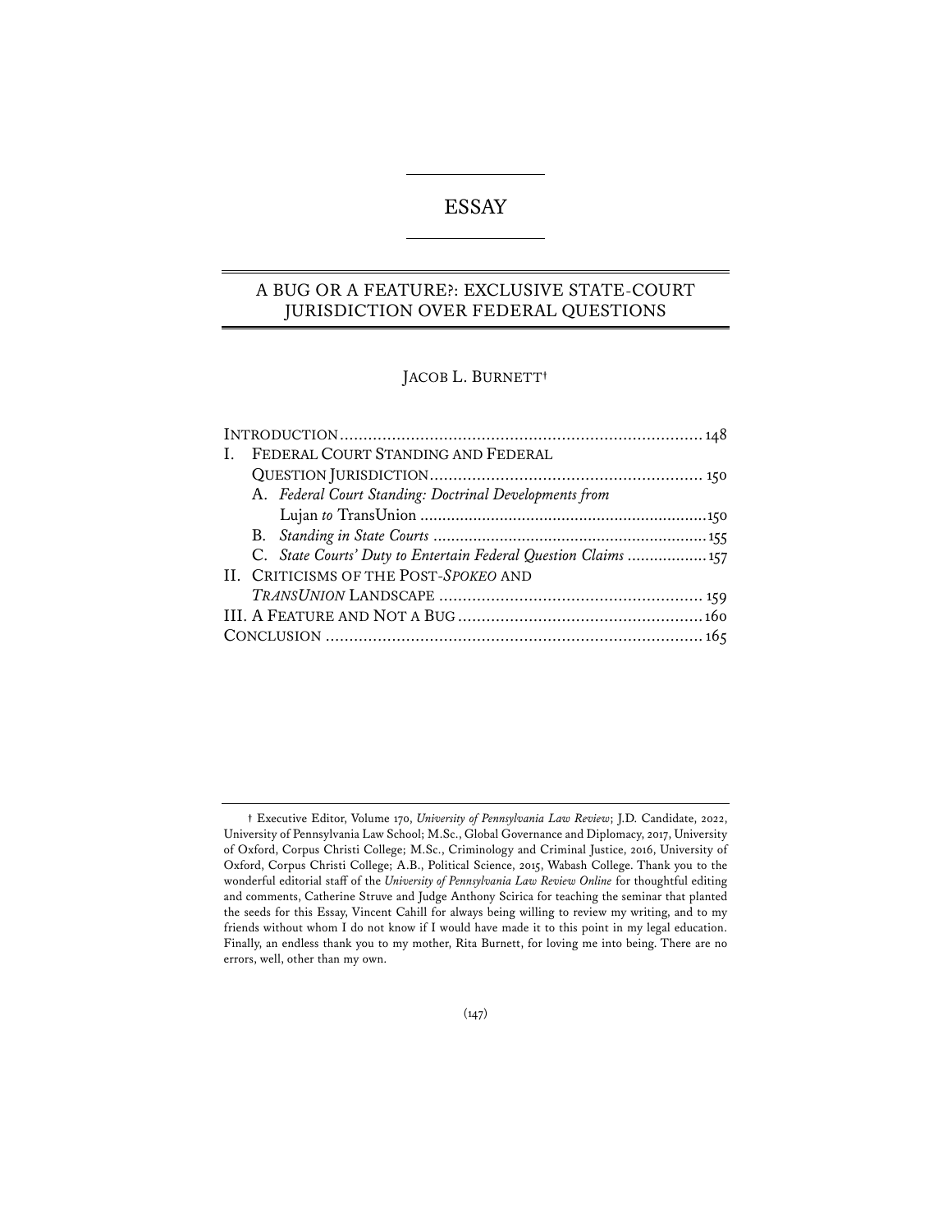# ESSAY

## A BUG OR A FEATURE?: EXCLUSIVE STATE-COURT JURISDICTION OVER FEDERAL QUESTIONS

JACOB L. BURNETT†

INTRODUCTION ........................................................................... 148

I. FEDERAL COURT STANDING AND FEDERAL QUESTION JURISDICTION ........................................................ 150

   A. *Federal Court Standing: Doctrinal Developments from* Lujan *to* TransUnion ............................................................... 150

   B. *Standing in State Courts* ............................................................ 155

   C. *State Courts' Duty to Entertain Federal Question Claims* ................. 157

II. CRITICISMS OF THE POST-*SPOKEO* AND *TRANSUNION* LANDSCAPE ...................................................... 159

III. A FEATURE AND NOT A BUG .................................................. 160

CONCLUSION .............................................................................. 165

† Executive Editor, Volume 170, *University of Pennsylvania Law Review*; J.D. Candidate, 2022, University of Pennsylvania Law School; M.Sc., Global Governance and Diplomacy, 2017, University of Oxford, Corpus Christi College; M.Sc., Criminology and Criminal Justice, 2016, University of Oxford, Corpus Christi College; A.B., Political Science, 2015, Wabash College. Thank you to the wonderful editorial staff of the *University of Pennsylvania Law Review Online* for thoughtful editing and comments, Catherine Struve and Judge Anthony Scirica for teaching the seminar that planted the seeds for this Essay, Vincent Cahill for always being willing to review my writing, and to my friends without whom I do not know if I would have made it to this point in my legal education. Finally, an endless thank you to my mother, Rita Burnett, for loving me into being. There are no errors, well, other than my own.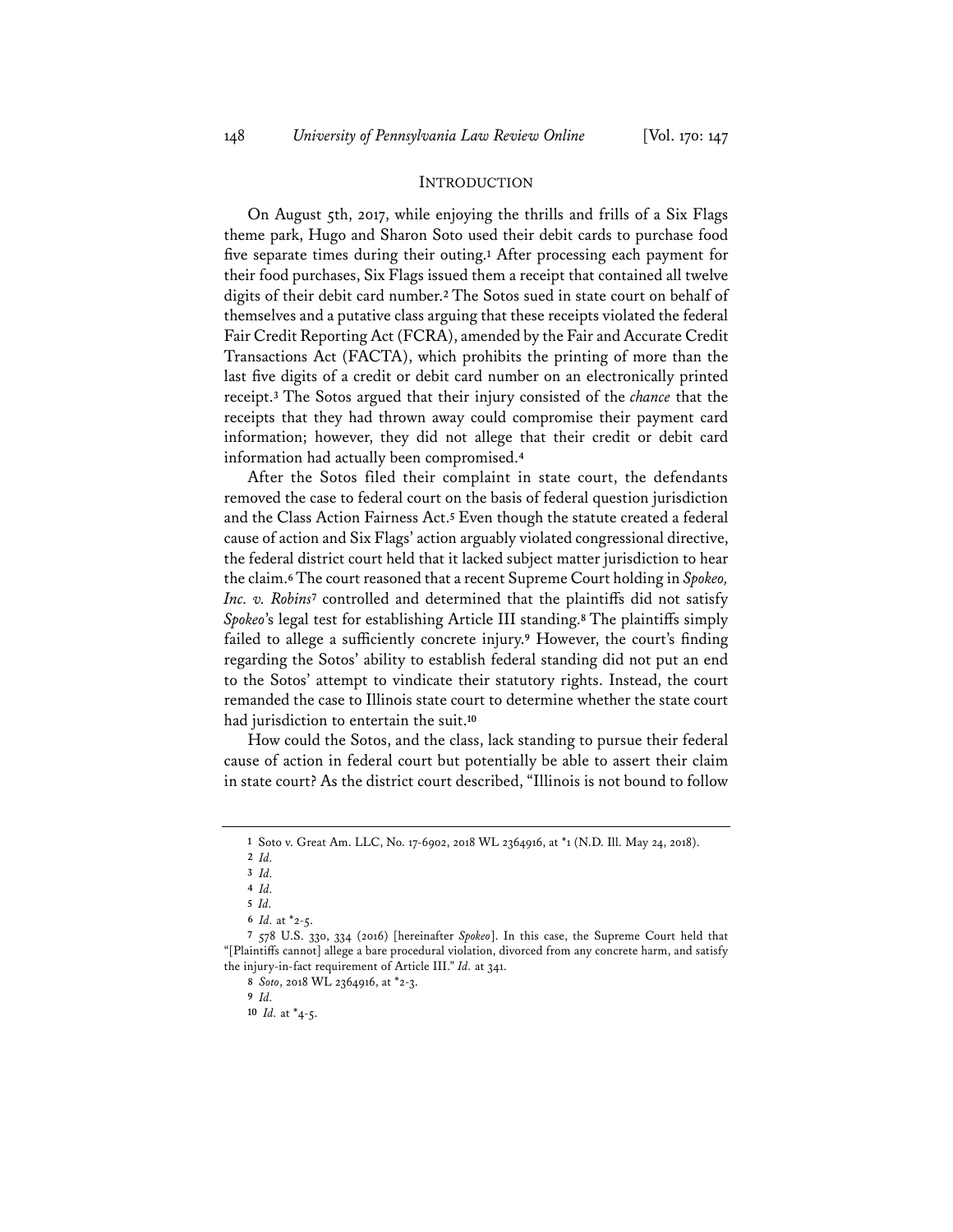## INTRODUCTION

On August 5th, 2017, while enjoying the thrills and frills of a Six Flags theme park, Hugo and Sharon Soto used their debit cards to purchase food five separate times during their outing.[1] After processing each payment for their food purchases, Six Flags issued them a receipt that contained all twelve digits of their debit card number.[2] The Sotos sued in state court on behalf of themselves and a putative class arguing that these receipts violated the federal Fair Credit Reporting Act (FCRA), amended by the Fair and Accurate Credit Transactions Act (FACTA), which prohibits the printing of more than the last five digits of a credit or debit card number on an electronically printed receipt.[3] The Sotos argued that their injury consisted of the *chance* that the receipts that they had thrown away could compromise their payment card information; however, they did not allege that their credit or debit card information had actually been compromised.[4]

After the Sotos filed their complaint in state court, the defendants removed the case to federal court on the basis of federal question jurisdiction and the Class Action Fairness Act.[5] Even though the statute created a federal cause of action and Six Flags' action arguably violated congressional directive, the federal district court held that it lacked subject matter jurisdiction to hear the claim.[6] The court reasoned that a recent Supreme Court holding in *Spokeo, Inc. v. Robins*[7] controlled and determined that the plaintiffs did not satisfy *Spokeo*'s legal test for establishing Article III standing.[8] The plaintiffs simply failed to allege a sufficiently concrete injury.[9] However, the court's finding regarding the Sotos' ability to establish federal standing did not put an end to the Sotos' attempt to vindicate their statutory rights. Instead, the court remanded the case to Illinois state court to determine whether the state court had jurisdiction to entertain the suit.[10]

How could the Sotos, and the class, lack standing to pursue their federal cause of action in federal court but potentially be able to assert their claim in state court? As the district court described, "Illinois is not bound to follow

---

1 Soto v. Great Am. LLC, No. 17-6902, 2018 WL 2364916, at *1 (N.D. Ill. May 24, 2018).

2 *Id.*

3 *Id.*

4 *Id.*

5 *Id.*

6 *Id.* at *2-5.

7 578 U.S. 330, 334 (2016) [hereinafter *Spokeo*]. In this case, the Supreme Court held that "[Plaintiffs cannot] allege a bare procedural violation, divorced from any concrete harm, and satisfy the injury-in-fact requirement of Article III." *Id.* at 341.

8 *Soto*, 2018 WL 2364916, at *2-3.

9 *Id.*

10 *Id.* at *4-5.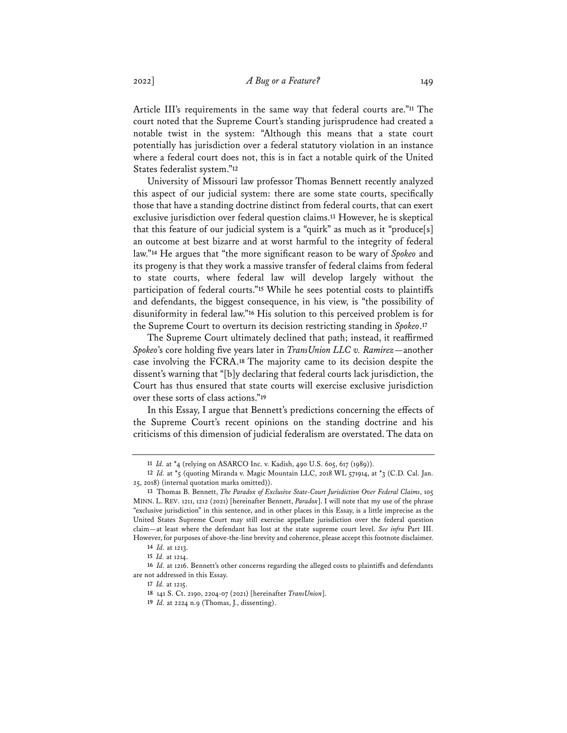Article III's requirements in the same way that federal courts are."[11] The court noted that the Supreme Court's standing jurisprudence had created a notable twist in the system: "Although this means that a state court potentially has jurisdiction over a federal statutory violation in an instance where a federal court does not, this is in fact a notable quirk of the United States federalist system."[12]

University of Missouri law professor Thomas Bennett recently analyzed this aspect of our judicial system: there are some state courts, specifically those that have a standing doctrine distinct from federal courts, that can exert exclusive jurisdiction over federal question claims.[13] However, he is skeptical that this feature of our judicial system is a "quirk" as much as it "produce[s] an outcome at best bizarre and at worst harmful to the integrity of federal law."[14] He argues that "the more significant reason to be wary of *Spokeo* and its progeny is that they work a massive transfer of federal claims from federal to state courts, where federal law will develop largely without the participation of federal courts."[15] While he sees potential costs to plaintiffs and defendants, the biggest consequence, in his view, is "the possibility of disuniformity in federal law."[16] His solution to this perceived problem is for the Supreme Court to overturn its decision restricting standing in *Spokeo*.[17]

The Supreme Court ultimately declined that path; instead, it reaffirmed *Spokeo*'s core holding five years later in *TransUnion LLC v. Ramirez*—another case involving the FCRA.[18] The majority came to its decision despite the dissent's warning that "[b]y declaring that federal courts lack jurisdiction, the Court has thus ensured that state courts will exercise exclusive jurisdiction over these sorts of class actions."[19]

In this Essay, I argue that Bennett's predictions concerning the effects of the Supreme Court's recent opinions on the standing doctrine and his criticisms of this dimension of judicial federalism are overstated. The data on

---

11 *Id.* at *4 (relying on ASARCO Inc. v. Kadish, 490 U.S. 605, 617 (1989)).

12 *Id.* at *5 (quoting Miranda v. Magic Mountain LLC, 2018 WL 571914, at *3 (C.D. Cal. Jan. 25, 2018) (internal quotation marks omitted)).

13 Thomas B. Bennett, *The Paradox of Exclusive State-Court Jurisdiction Over Federal Claims*, 105 MINN. L. REV. 1211, 1212 (2021) [hereinafter Bennett, *Paradox*]. I will note that my use of the phrase "exclusive jurisdiction" in this sentence, and in other places in this Essay, is a little imprecise as the United States Supreme Court may still exercise appellate jurisdiction over the federal question claim—at least where the defendant has lost at the state supreme court level. *See infra* Part III. However, for purposes of above-the-line brevity and coherence, please accept this footnote disclaimer.

14 *Id.* at 1213.

15 *Id.* at 1214.

16 *Id.* at 1216. Bennett's other concerns regarding the alleged costs to plaintiffs and defendants are not addressed in this Essay.

17 *Id.* at 1215.

18 141 S. Ct. 2190, 2204-07 (2021) [hereinafter *TransUnion*].

19 *Id.* at 2224 n.9 (Thomas, J., dissenting).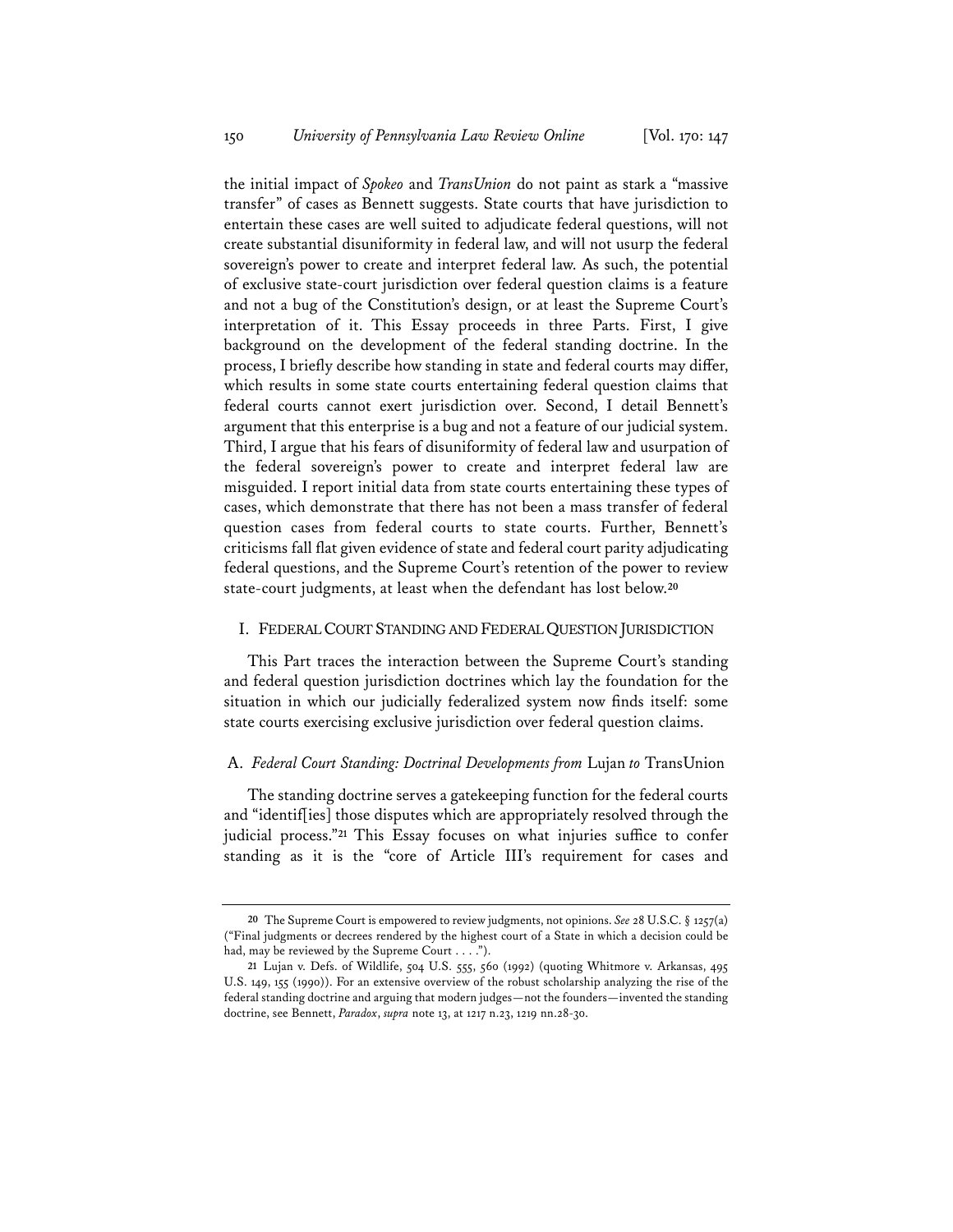the initial impact of *Spokeo* and *TransUnion* do not paint as stark a "massive transfer" of cases as Bennett suggests. State courts that have jurisdiction to entertain these cases are well suited to adjudicate federal questions, will not create substantial disuniformity in federal law, and will not usurp the federal sovereign's power to create and interpret federal law. As such, the potential of exclusive state-court jurisdiction over federal question claims is a feature and not a bug of the Constitution's design, or at least the Supreme Court's interpretation of it. This Essay proceeds in three Parts. First, I give background on the development of the federal standing doctrine. In the process, I briefly describe how standing in state and federal courts may differ, which results in some state courts entertaining federal question claims that federal courts cannot exert jurisdiction over. Second, I detail Bennett's argument that this enterprise is a bug and not a feature of our judicial system. Third, I argue that his fears of disuniformity of federal law and usurpation of the federal sovereign's power to create and interpret federal law are misguided. I report initial data from state courts entertaining these types of cases, which demonstrate that there has not been a mass transfer of federal question cases from federal courts to state courts. Further, Bennett's criticisms fall flat given evidence of state and federal court parity adjudicating federal questions, and the Supreme Court's retention of the power to review state-court judgments, at least when the defendant has lost below.[20]

## I. FEDERAL COURT STANDING AND FEDERAL QUESTION JURISDICTION

This Part traces the interaction between the Supreme Court's standing and federal question jurisdiction doctrines which lay the foundation for the situation in which our judicially federalized system now finds itself: some state courts exercising exclusive jurisdiction over federal question claims.

### A. *Federal Court Standing: Doctrinal Developments from* Lujan *to* TransUnion

The standing doctrine serves a gatekeeping function for the federal courts and "identif[ies] those disputes which are appropriately resolved through the judicial process."[21] This Essay focuses on what injuries suffice to confer standing as it is the "core of Article III's requirement for cases and

---

[20] The Supreme Court is empowered to review judgments, not opinions. *See* 28 U.S.C. § 1257(a) ("Final judgments or decrees rendered by the highest court of a State in which a decision could be had, may be reviewed by the Supreme Court . . . .").

[21] Lujan v. Defs. of Wildlife, 504 U.S. 555, 560 (1992) (quoting Whitmore v. Arkansas, 495 U.S. 149, 155 (1990)). For an extensive overview of the robust scholarship analyzing the rise of the federal standing doctrine and arguing that modern judges—not the founders—invented the standing doctrine, see Bennett, *Paradox*, *supra* note 13, at 1217 n.23, 1219 nn.28-30.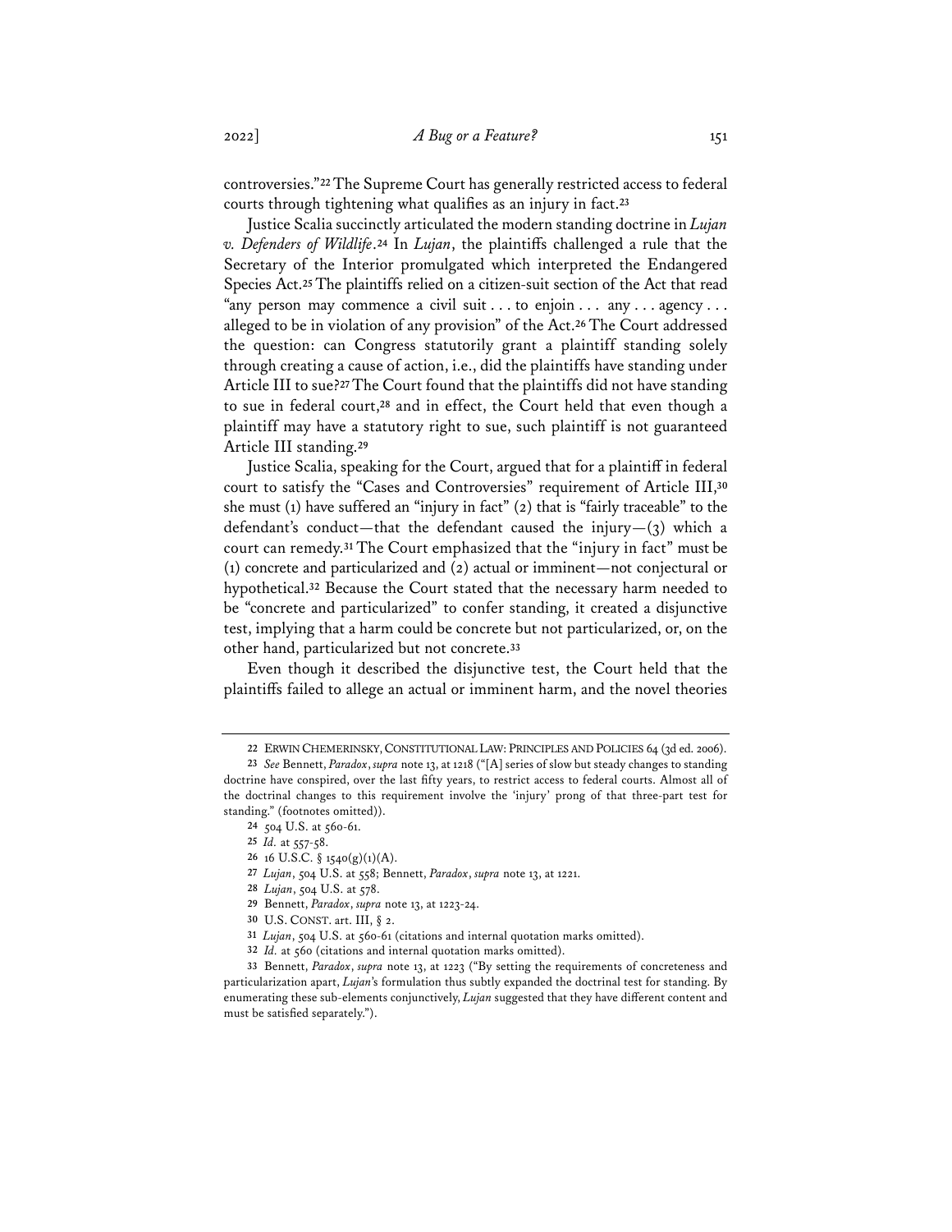controversies."[22] The Supreme Court has generally restricted access to federal courts through tightening what qualifies as an injury in fact.[23]

Justice Scalia succinctly articulated the modern standing doctrine in *Lujan v. Defenders of Wildlife*.[24] In *Lujan*, the plaintiffs challenged a rule that the Secretary of the Interior promulgated which interpreted the Endangered Species Act.[25] The plaintiffs relied on a citizen-suit section of the Act that read "any person may commence a civil suit . . . to enjoin . . . any . . . agency . . . alleged to be in violation of any provision" of the Act.[26] The Court addressed the question: can Congress statutorily grant a plaintiff standing solely through creating a cause of action, i.e., did the plaintiffs have standing under Article III to sue?[27] The Court found that the plaintiffs did not have standing to sue in federal court,[28] and in effect, the Court held that even though a plaintiff may have a statutory right to sue, such plaintiff is not guaranteed Article III standing.[29]

Justice Scalia, speaking for the Court, argued that for a plaintiff in federal court to satisfy the "Cases and Controversies" requirement of Article III,[30] she must (1) have suffered an "injury in fact" (2) that is "fairly traceable" to the defendant's conduct—that the defendant caused the injury—(3) which a court can remedy.[31] The Court emphasized that the "injury in fact" must be (1) concrete and particularized and (2) actual or imminent—not conjectural or hypothetical.[32] Because the Court stated that the necessary harm needed to be "concrete and particularized" to confer standing, it created a disjunctive test, implying that a harm could be concrete but not particularized, or, on the other hand, particularized but not concrete.[33]

Even though it described the disjunctive test, the Court held that the plaintiffs failed to allege an actual or imminent harm, and the novel theories

---

22 ERWIN CHEMERINSKY, CONSTITUTIONAL LAW: PRINCIPLES AND POLICIES 64 (3d ed. 2006).

23 *See* Bennett, *Paradox*, *supra* note 13, at 1218 ("[A] series of slow but steady changes to standing doctrine have conspired, over the last fifty years, to restrict access to federal courts. Almost all of the doctrinal changes to this requirement involve the 'injury' prong of that three-part test for standing." (footnotes omitted)).

24 504 U.S. at 560-61.

25 *Id.* at 557-58.

26 16 U.S.C. § 1540(g)(1)(A).

27 *Lujan*, 504 U.S. at 558; Bennett, *Paradox*, *supra* note 13, at 1221.

28 *Lujan*, 504 U.S. at 578.

29 Bennett, *Paradox*, *supra* note 13, at 1223-24.

30 U.S. CONST. art. III, § 2.

31 *Lujan*, 504 U.S. at 560-61 (citations and internal quotation marks omitted).

32 *Id.* at 560 (citations and internal quotation marks omitted).

33 Bennett, *Paradox*, *supra* note 13, at 1223 ("By setting the requirements of concreteness and particularization apart, *Lujan*'s formulation thus subtly expanded the doctrinal test for standing. By enumerating these sub-elements conjunctively, *Lujan* suggested that they have different content and must be satisfied separately.").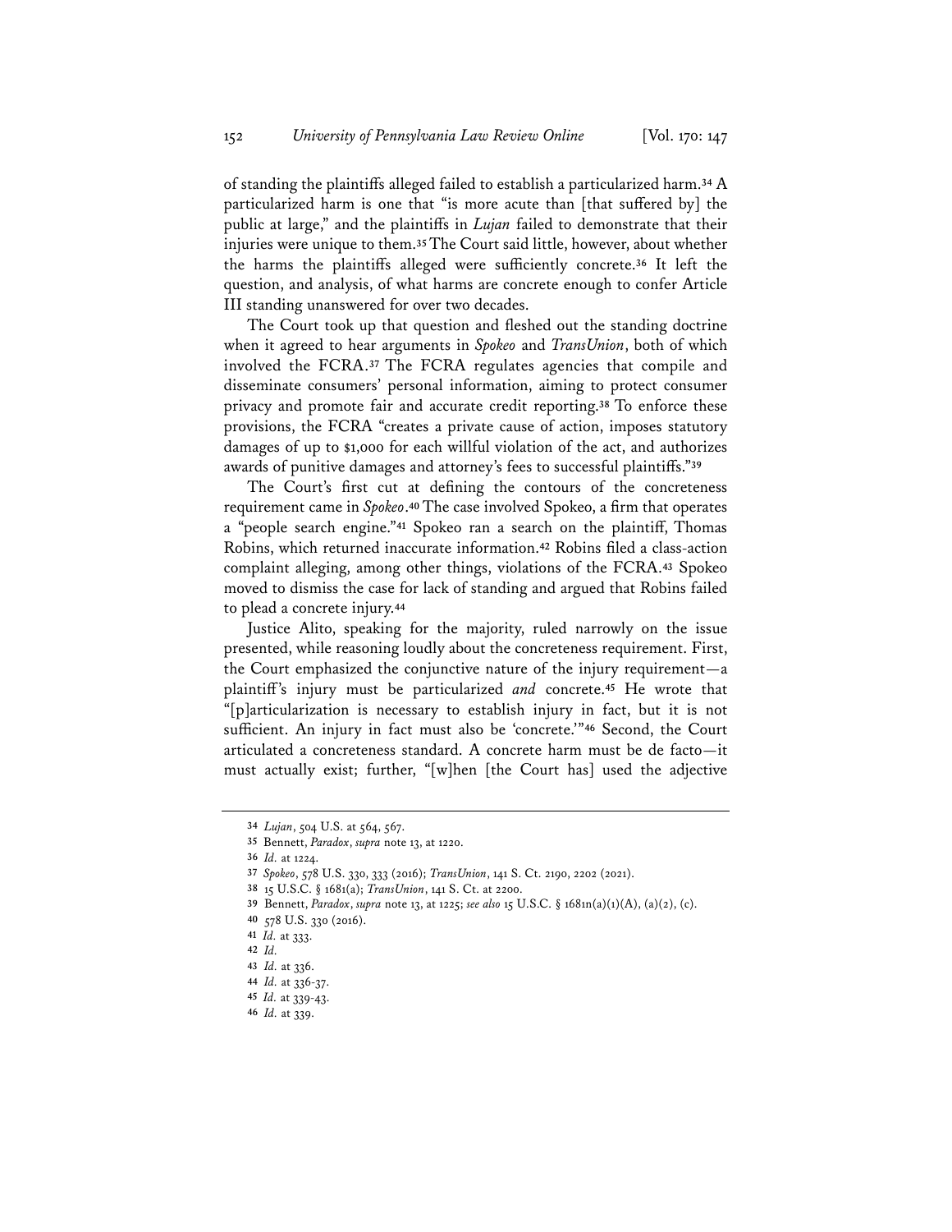of standing the plaintiffs alleged failed to establish a particularized harm.[34] A particularized harm is one that "is more acute than [that suffered by] the public at large," and the plaintiffs in *Lujan* failed to demonstrate that their injuries were unique to them.[35] The Court said little, however, about whether the harms the plaintiffs alleged were sufficiently concrete.[36] It left the question, and analysis, of what harms are concrete enough to confer Article III standing unanswered for over two decades.

The Court took up that question and fleshed out the standing doctrine when it agreed to hear arguments in *Spokeo* and *TransUnion*, both of which involved the FCRA.[37] The FCRA regulates agencies that compile and disseminate consumers' personal information, aiming to protect consumer privacy and promote fair and accurate credit reporting.[38] To enforce these provisions, the FCRA "creates a private cause of action, imposes statutory damages of up to $1,000 for each willful violation of the act, and authorizes awards of punitive damages and attorney's fees to successful plaintiffs."[39]

The Court's first cut at defining the contours of the concreteness requirement came in *Spokeo*.[40] The case involved Spokeo, a firm that operates a "people search engine."[41] Spokeo ran a search on the plaintiff, Thomas Robins, which returned inaccurate information.[42] Robins filed a class-action complaint alleging, among other things, violations of the FCRA.[43] Spokeo moved to dismiss the case for lack of standing and argued that Robins failed to plead a concrete injury.[44]

Justice Alito, speaking for the majority, ruled narrowly on the issue presented, while reasoning loudly about the concreteness requirement. First, the Court emphasized the conjunctive nature of the injury requirement—a plaintiff's injury must be particularized *and* concrete.[45] He wrote that "[p]articularization is necessary to establish injury in fact, but it is not sufficient. An injury in fact must also be 'concrete.'"[46] Second, the Court articulated a concreteness standard. A concrete harm must be de facto—it must actually exist; further, "[w]hen [the Court has] used the adjective

---

34 *Lujan*, 504 U.S. at 564, 567.

35 Bennett, *Paradox*, *supra* note 13, at 1220.

36 *Id.* at 1224.

37 *Spokeo*, 578 U.S. 330, 333 (2016); *TransUnion*, 141 S. Ct. 2190, 2202 (2021).

38 15 U.S.C. § 1681(a); *TransUnion*, 141 S. Ct. at 2200.

39 Bennett, *Paradox*, *supra* note 13, at 1225; *see also* 15 U.S.C. § 1681n(a)(1)(A), (a)(2), (c).

40 578 U.S. 330 (2016).

41 *Id.* at 333.

42 *Id.*

43 *Id.* at 336.

44 *Id.* at 336-37.

45 *Id.* at 339-43.

46 *Id.* at 339.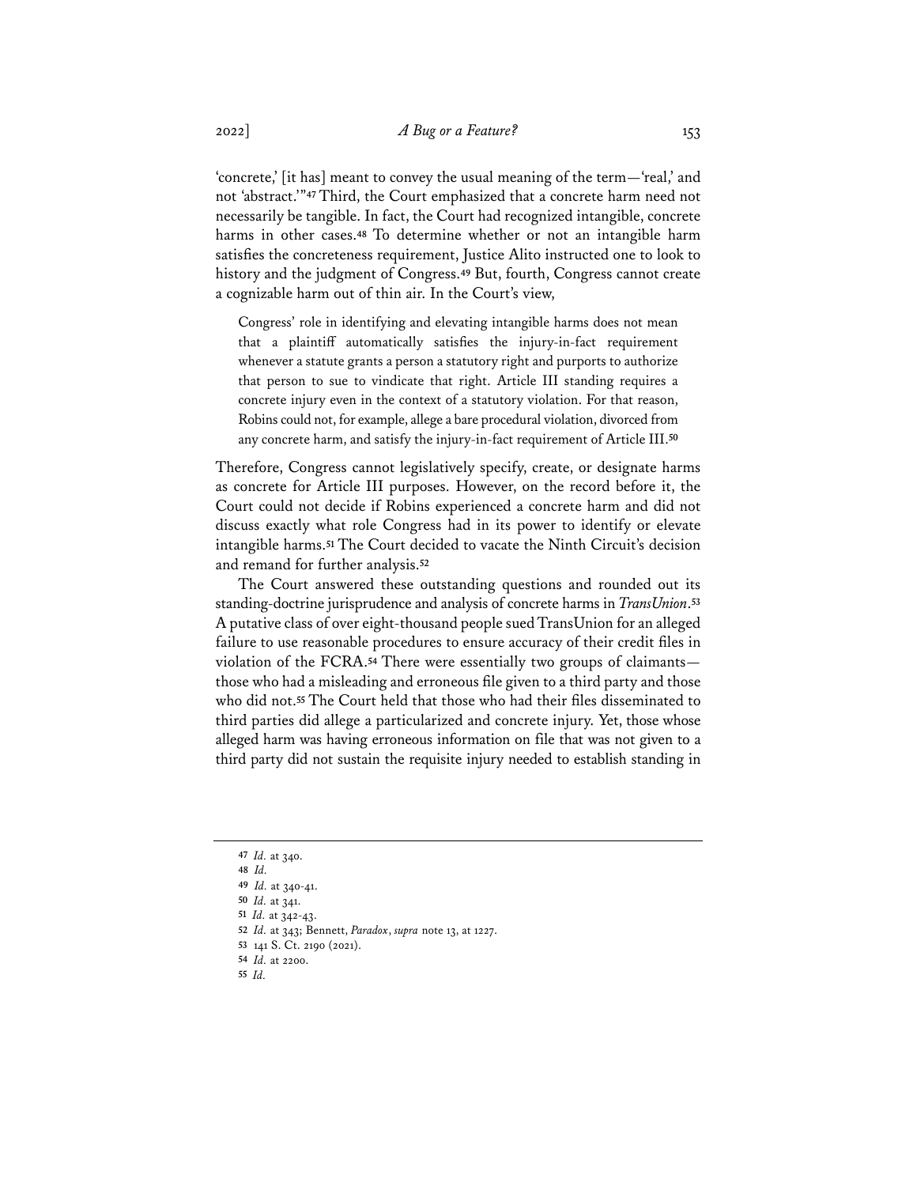'concrete,' [it has] meant to convey the usual meaning of the term—'real,' and not 'abstract.'"[47] Third, the Court emphasized that a concrete harm need not necessarily be tangible. In fact, the Court had recognized intangible, concrete harms in other cases.[48] To determine whether or not an intangible harm satisfies the concreteness requirement, Justice Alito instructed one to look to history and the judgment of Congress.[49] But, fourth, Congress cannot create a cognizable harm out of thin air. In the Court's view,

> Congress' role in identifying and elevating intangible harms does not mean that a plaintiff automatically satisfies the injury-in-fact requirement whenever a statute grants a person a statutory right and purports to authorize that person to sue to vindicate that right. Article III standing requires a concrete injury even in the context of a statutory violation. For that reason, Robins could not, for example, allege a bare procedural violation, divorced from any concrete harm, and satisfy the injury-in-fact requirement of Article III.[50]

Therefore, Congress cannot legislatively specify, create, or designate harms as concrete for Article III purposes. However, on the record before it, the Court could not decide if Robins experienced a concrete harm and did not discuss exactly what role Congress had in its power to identify or elevate intangible harms.[51] The Court decided to vacate the Ninth Circuit's decision and remand for further analysis.[52]

The Court answered these outstanding questions and rounded out its standing-doctrine jurisprudence and analysis of concrete harms in *TransUnion*.[53] A putative class of over eight-thousand people sued TransUnion for an alleged failure to use reasonable procedures to ensure accuracy of their credit files in violation of the FCRA.[54] There were essentially two groups of claimants—those who had a misleading and erroneous file given to a third party and those who did not.[55] The Court held that those who had their files disseminated to third parties did allege a particularized and concrete injury. Yet, those whose alleged harm was having erroneous information on file that was not given to a third party did not sustain the requisite injury needed to establish standing in

---

47 *Id.* at 340.

48 *Id.*

49 *Id.* at 340-41.

50 *Id.* at 341.

51 *Id.* at 342-43.

52 *Id.* at 343; Bennett, *Paradox*, *supra* note 13, at 1227.

53 141 S. Ct. 2190 (2021).

54 *Id.* at 2200.

55 *Id.*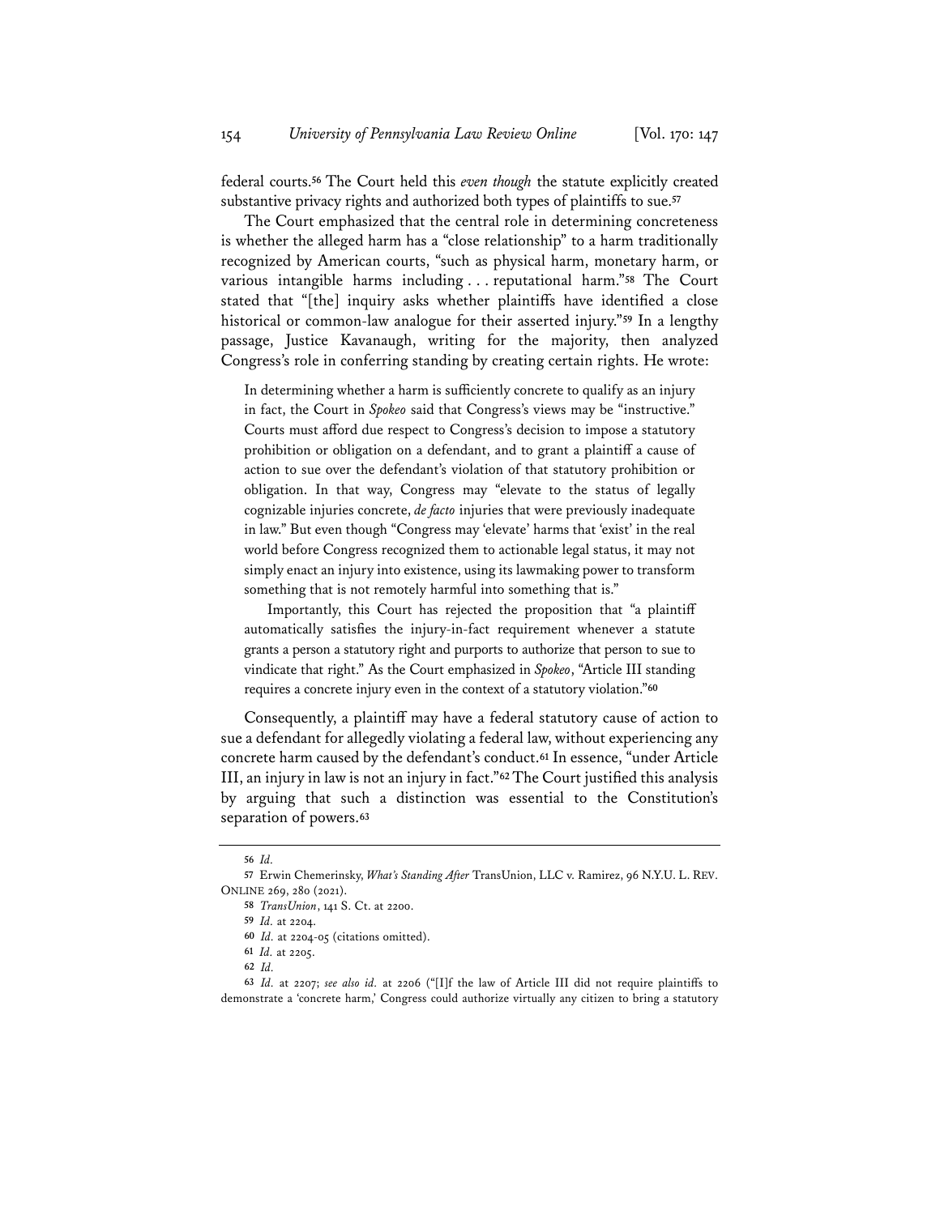federal courts.[56] The Court held this *even though* the statute explicitly created substantive privacy rights and authorized both types of plaintiffs to sue.[57]

The Court emphasized that the central role in determining concreteness is whether the alleged harm has a "close relationship" to a harm traditionally recognized by American courts, "such as physical harm, monetary harm, or various intangible harms including . . . reputational harm."[58] The Court stated that "[the] inquiry asks whether plaintiffs have identified a close historical or common-law analogue for their asserted injury."[59] In a lengthy passage, Justice Kavanaugh, writing for the majority, then analyzed Congress's role in conferring standing by creating certain rights. He wrote:

> In determining whether a harm is sufficiently concrete to qualify as an injury in fact, the Court in *Spokeo* said that Congress's views may be "instructive." Courts must afford due respect to Congress's decision to impose a statutory prohibition or obligation on a defendant, and to grant a plaintiff a cause of action to sue over the defendant's violation of that statutory prohibition or obligation. In that way, Congress may "elevate to the status of legally cognizable injuries concrete, *de facto* injuries that were previously inadequate in law." But even though "Congress may 'elevate' harms that 'exist' in the real world before Congress recognized them to actionable legal status, it may not simply enact an injury into existence, using its lawmaking power to transform something that is not remotely harmful into something that is."
>
> Importantly, this Court has rejected the proposition that "a plaintiff automatically satisfies the injury-in-fact requirement whenever a statute grants a person a statutory right and purports to authorize that person to sue to vindicate that right." As the Court emphasized in *Spokeo*, "Article III standing requires a concrete injury even in the context of a statutory violation."[60]

Consequently, a plaintiff may have a federal statutory cause of action to sue a defendant for allegedly violating a federal law, without experiencing any concrete harm caused by the defendant's conduct.[61] In essence, "under Article III, an injury in law is not an injury in fact."[62] The Court justified this analysis by arguing that such a distinction was essential to the Constitution's separation of powers.[63]

---

56 *Id.*

57 Erwin Chemerinsky, *What's Standing After* TransUnion, LLC v. Ramirez, 96 N.Y.U. L. REV. ONLINE 269, 280 (2021).

58 *TransUnion*, 141 S. Ct. at 2200.

59 *Id.* at 2204.

60 *Id.* at 2204-05 (citations omitted).

61 *Id.* at 2205.

62 *Id.*

63 *Id.* at 2207; *see also id.* at 2206 ("[I]f the law of Article III did not require plaintiffs to demonstrate a 'concrete harm,' Congress could authorize virtually any citizen to bring a statutory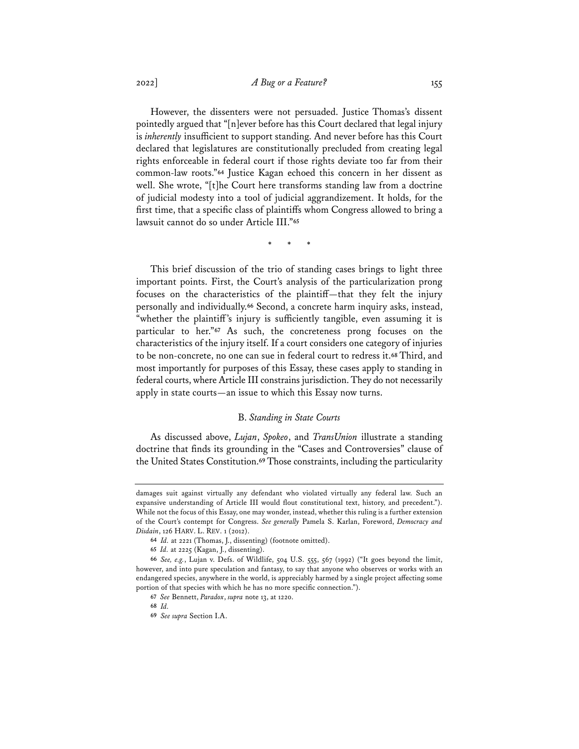However, the dissenters were not persuaded. Justice Thomas's dissent pointedly argued that "[n]ever before has this Court declared that legal injury is *inherently* insufficient to support standing. And never before has this Court declared that legislatures are constitutionally precluded from creating legal rights enforceable in federal court if those rights deviate too far from their common-law roots."[64] Justice Kagan echoed this concern in her dissent as well. She wrote, "[t]he Court here transforms standing law from a doctrine of judicial modesty into a tool of judicial aggrandizement. It holds, for the first time, that a specific class of plaintiffs whom Congress allowed to bring a lawsuit cannot do so under Article III."[65]

\* \* \*

This brief discussion of the trio of standing cases brings to light three important points. First, the Court's analysis of the particularization prong focuses on the characteristics of the plaintiff—that they felt the injury personally and individually.[66] Second, a concrete harm inquiry asks, instead, "whether the plaintiff's injury is sufficiently tangible, even assuming it is particular to her."[67] As such, the concreteness prong focuses on the characteristics of the injury itself. If a court considers one category of injuries to be non-concrete, no one can sue in federal court to redress it.[68] Third, and most importantly for purposes of this Essay, these cases apply to standing in federal courts, where Article III constrains jurisdiction. They do not necessarily apply in state courts—an issue to which this Essay now turns.

### B. *Standing in State Courts*

As discussed above, *Lujan*, *Spokeo*, and *TransUnion* illustrate a standing doctrine that finds its grounding in the "Cases and Controversies" clause of the United States Constitution.[69] Those constraints, including the particularity

---

damages suit against virtually any defendant who violated virtually any federal law. Such an expansive understanding of Article III would flout constitutional text, history, and precedent."). While not the focus of this Essay, one may wonder, instead, whether this ruling is a further extension of the Court's contempt for Congress. *See generally* Pamela S. Karlan, Foreword, *Democracy and Disdain*, 126 HARV. L. REV. 1 (2012).

64 *Id.* at 2221 (Thomas, J., dissenting) (footnote omitted).

65 *Id.* at 2225 (Kagan, J., dissenting).

66 *See, e.g.*, Lujan v. Defs. of Wildlife, 504 U.S. 555, 567 (1992) ("It goes beyond the limit, however, and into pure speculation and fantasy, to say that anyone who observes or works with an endangered species, anywhere in the world, is appreciably harmed by a single project affecting some portion of that species with which he has no more specific connection.").

67 *See* Bennett, *Paradox*, *supra* note 13, at 1220.

68 *Id.*

69 *See supra* Section I.A.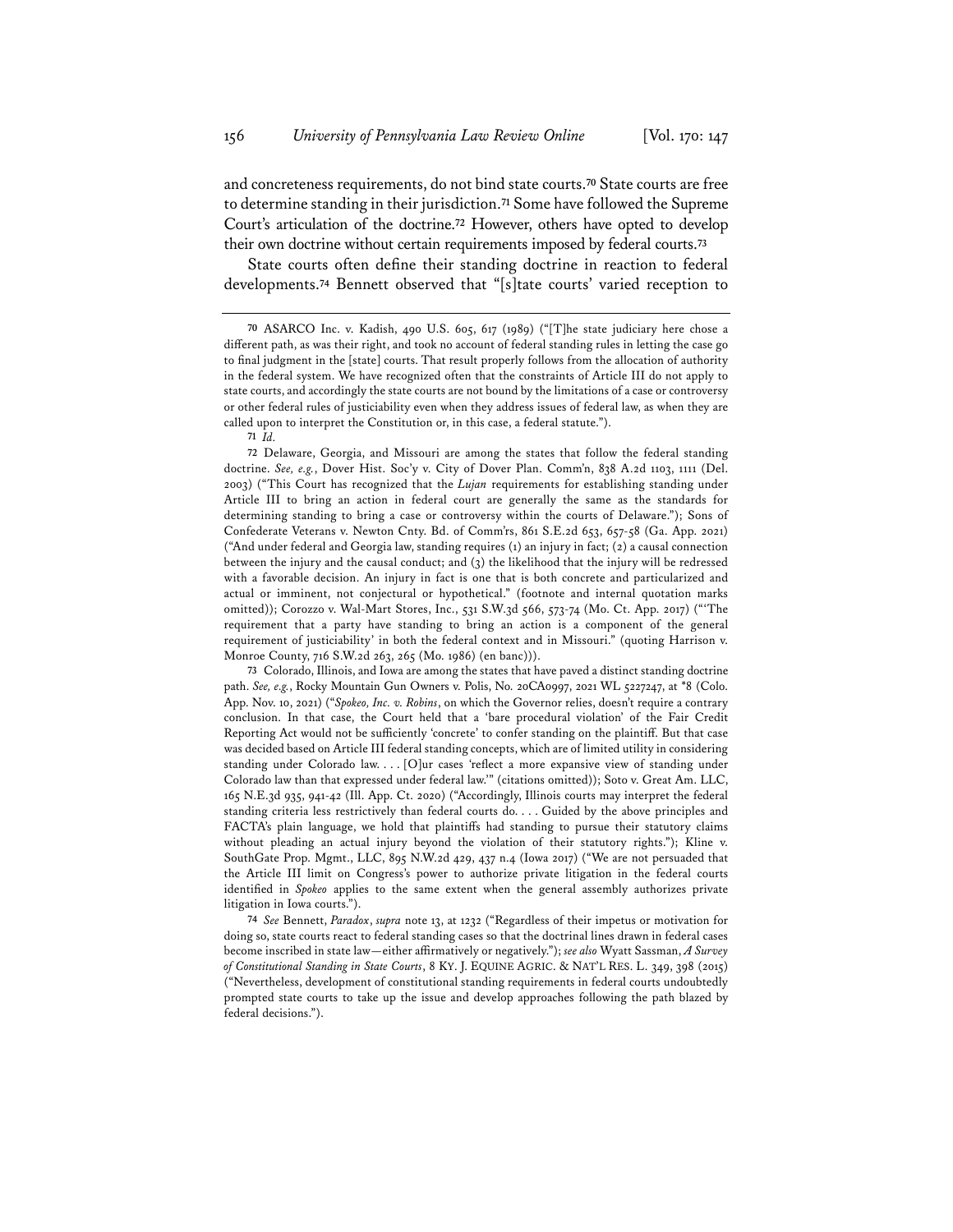and concreteness requirements, do not bind state courts.[70] State courts are free to determine standing in their jurisdiction.[71] Some have followed the Supreme Court's articulation of the doctrine.[72] However, others have opted to develop their own doctrine without certain requirements imposed by federal courts.[73]

State courts often define their standing doctrine in reaction to federal developments.[74] Bennett observed that "[s]tate courts' varied reception to

---

[70] ASARCO Inc. v. Kadish, 490 U.S. 605, 617 (1989) ("[T]he state judiciary here chose a different path, as was their right, and took no account of federal standing rules in letting the case go to final judgment in the [state] courts. That result properly follows from the allocation of authority in the federal system. We have recognized often that the constraints of Article III do not apply to state courts, and accordingly the state courts are not bound by the limitations of a case or controversy or other federal rules of justiciability even when they address issues of federal law, as when they are called upon to interpret the Constitution or, in this case, a federal statute.").

[71] *Id.*

[72] Delaware, Georgia, and Missouri are among the states that follow the federal standing doctrine. *See, e.g.*, Dover Hist. Soc'y v. City of Dover Plan. Comm'n, 838 A.2d 1103, 1111 (Del. 2003) ("This Court has recognized that the *Lujan* requirements for establishing standing under Article III to bring an action in federal court are generally the same as the standards for determining standing to bring a case or controversy within the courts of Delaware."); Sons of Confederate Veterans v. Newton Cnty. Bd. of Comm'rs, 861 S.E.2d 653, 657-58 (Ga. App. 2021) ("And under federal and Georgia law, standing requires (1) an injury in fact; (2) a causal connection between the injury and the causal conduct; and (3) the likelihood that the injury will be redressed with a favorable decision. An injury in fact is one that is both concrete and particularized and actual or imminent, not conjectural or hypothetical." (footnote and internal quotation marks omitted)); Corozzo v. Wal-Mart Stores, Inc., 531 S.W.3d 566, 573-74 (Mo. Ct. App. 2017) ("'The requirement that a party have standing to bring an action is a component of the general requirement of justiciability' in both the federal context and in Missouri." (quoting Harrison v. Monroe County, 716 S.W.2d 263, 265 (Mo. 1986) (en banc))).

[73] Colorado, Illinois, and Iowa are among the states that have paved a distinct standing doctrine path. *See, e.g.*, Rocky Mountain Gun Owners v. Polis, No. 20CA0997, 2021 WL 5227247, at *8 (Colo. App. Nov. 10, 2021) ("*Spokeo, Inc. v. Robins*, on which the Governor relies, doesn't require a contrary conclusion. In that case, the Court held that a 'bare procedural violation' of the Fair Credit Reporting Act would not be sufficiently 'concrete' to confer standing on the plaintiff. But that case was decided based on Article III federal standing concepts, which are of limited utility in considering standing under Colorado law. . . . [O]ur cases 'reflect a more expansive view of standing under Colorado law than that expressed under federal law.'" (citations omitted)); Soto v. Great Am. LLC, 165 N.E.3d 935, 941-42 (Ill. App. Ct. 2020) ("Accordingly, Illinois courts may interpret the federal standing criteria less restrictively than federal courts do. . . . Guided by the above principles and FACTA's plain language, we hold that plaintiffs had standing to pursue their statutory claims without pleading an actual injury beyond the violation of their statutory rights."); Kline v. SouthGate Prop. Mgmt., LLC, 895 N.W.2d 429, 437 n.4 (Iowa 2017) ("We are not persuaded that the Article III limit on Congress's power to authorize private litigation in the federal courts identified in *Spokeo* applies to the same extent when the general assembly authorizes private litigation in Iowa courts.").

[74] *See* Bennett, *Paradox*, *supra* note 13, at 1232 ("Regardless of their impetus or motivation for doing so, state courts react to federal standing cases so that the doctrinal lines drawn in federal cases become inscribed in state law—either affirmatively or negatively."); *see also* Wyatt Sassman, *A Survey of Constitutional Standing in State Courts*, 8 KY. J. EQUINE AGRIC. & NAT'L RES. L. 349, 398 (2015) ("Nevertheless, development of constitutional standing requirements in federal courts undoubtedly prompted state courts to take up the issue and develop approaches following the path blazed by federal decisions.").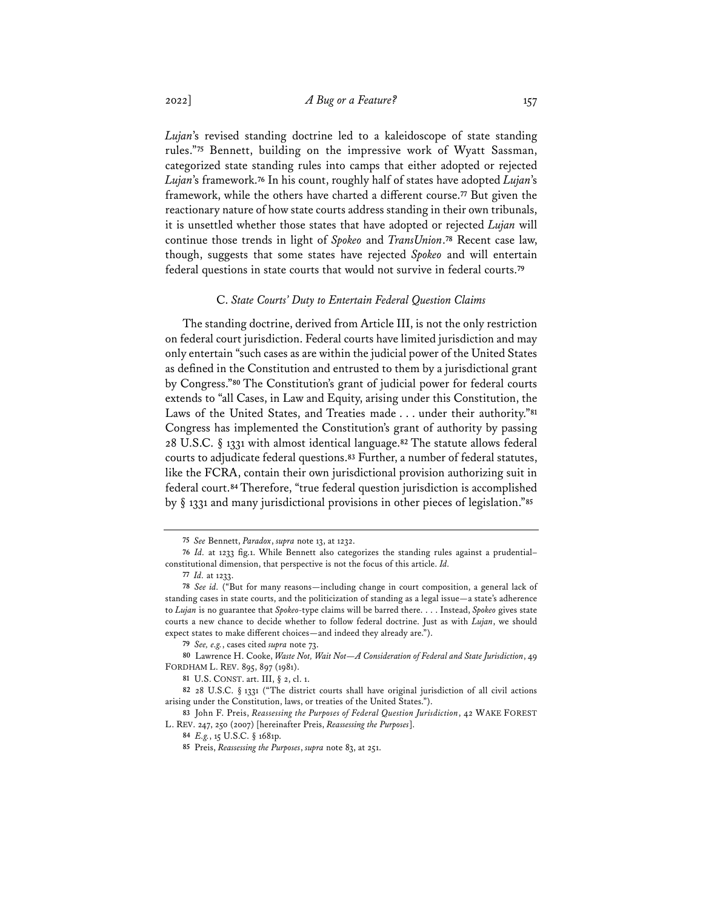*Lujan*'s revised standing doctrine led to a kaleidoscope of state standing rules."[75] Bennett, building on the impressive work of Wyatt Sassman, categorized state standing rules into camps that either adopted or rejected *Lujan*'s framework.[76] In his count, roughly half of states have adopted *Lujan*'s framework, while the others have charted a different course.[77] But given the reactionary nature of how state courts address standing in their own tribunals, it is unsettled whether those states that have adopted or rejected *Lujan* will continue those trends in light of *Spokeo* and *TransUnion*.[78] Recent case law, though, suggests that some states have rejected *Spokeo* and will entertain federal questions in state courts that would not survive in federal courts.[79]

### C. *State Courts' Duty to Entertain Federal Question Claims*

The standing doctrine, derived from Article III, is not the only restriction on federal court jurisdiction. Federal courts have limited jurisdiction and may only entertain "such cases as are within the judicial power of the United States as defined in the Constitution and entrusted to them by a jurisdictional grant by Congress."[80] The Constitution's grant of judicial power for federal courts extends to "all Cases, in Law and Equity, arising under this Constitution, the Laws of the United States, and Treaties made . . . under their authority."[81] Congress has implemented the Constitution's grant of authority by passing 28 U.S.C. § 1331 with almost identical language.[82] The statute allows federal courts to adjudicate federal questions.[83] Further, a number of federal statutes, like the FCRA, contain their own jurisdictional provision authorizing suit in federal court.[84] Therefore, "true federal question jurisdiction is accomplished by § 1331 and many jurisdictional provisions in other pieces of legislation."[85]

---

75 *See* Bennett, *Paradox*, *supra* note 13, at 1232.

76 *Id.* at 1233 fig.1. While Bennett also categorizes the standing rules against a prudential–constitutional dimension, that perspective is not the focus of this article. *Id.*

77 *Id.* at 1233.

78 *See id.* ("But for many reasons—including change in court composition, a general lack of standing cases in state courts, and the politicization of standing as a legal issue—a state's adherence to *Lujan* is no guarantee that *Spokeo*-type claims will be barred there. . . . Instead, *Spokeo* gives state courts a new chance to decide whether to follow federal doctrine. Just as with *Lujan*, we should expect states to make different choices—and indeed they already are.").

79 *See, e.g.*, cases cited *supra* note 73.

80 Lawrence H. Cooke, *Waste Not, Wait Not—A Consideration of Federal and State Jurisdiction*, 49 FORDHAM L. REV. 895, 897 (1981).

81 U.S. CONST. art. III, § 2, cl. 1.

82 28 U.S.C. § 1331 ("The district courts shall have original jurisdiction of all civil actions arising under the Constitution, laws, or treaties of the United States.").

83 John F. Preis, *Reassessing the Purposes of Federal Question Jurisdiction*, 42 WAKE FOREST L. REV. 247, 250 (2007) [hereinafter Preis, *Reassessing the Purposes*].

84 *E.g.*, 15 U.S.C. § 1681p.

85 Preis, *Reassessing the Purposes*, *supra* note 83, at 251.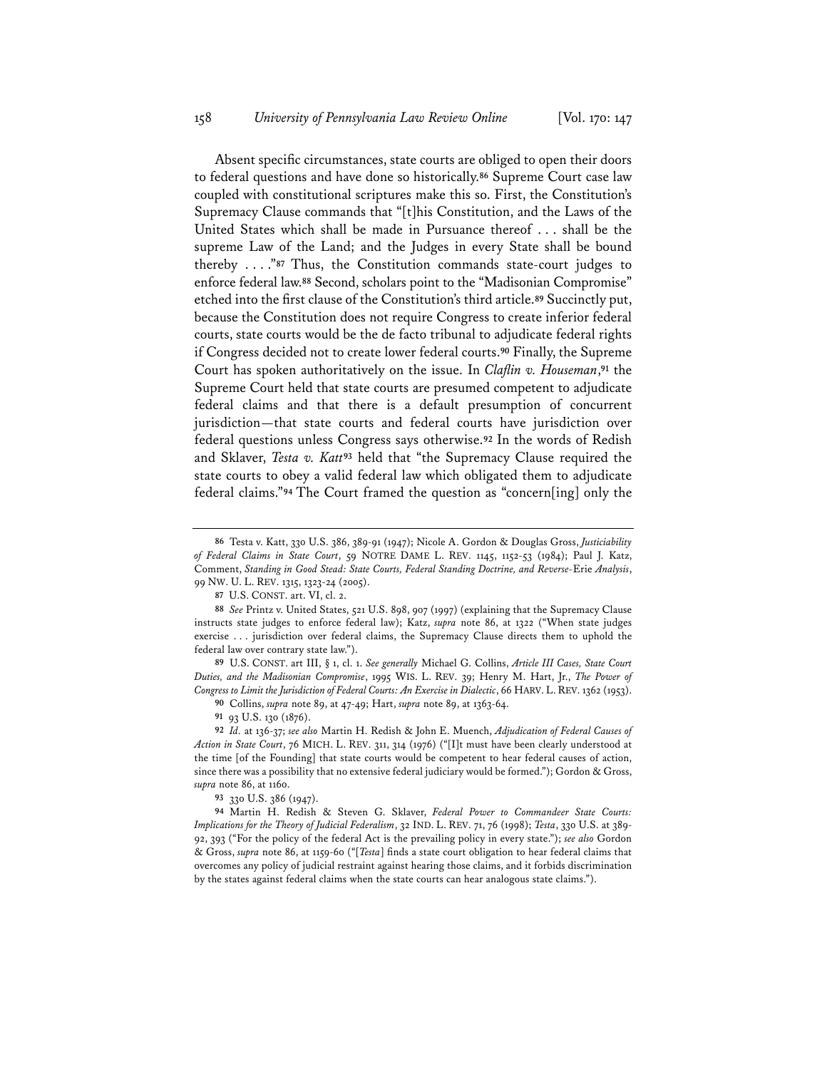Absent specific circumstances, state courts are obliged to open their doors to federal questions and have done so historically.[86] Supreme Court case law coupled with constitutional scriptures make this so. First, the Constitution's Supremacy Clause commands that "[t]his Constitution, and the Laws of the United States which shall be made in Pursuance thereof . . . shall be the supreme Law of the Land; and the Judges in every State shall be bound thereby . . . ."[87] Thus, the Constitution commands state-court judges to enforce federal law.[88] Second, scholars point to the "Madisonian Compromise" etched into the first clause of the Constitution's third article.[89] Succinctly put, because the Constitution does not require Congress to create inferior federal courts, state courts would be the de facto tribunal to adjudicate federal rights if Congress decided not to create lower federal courts.[90] Finally, the Supreme Court has spoken authoritatively on the issue. In *Claflin v. Houseman*,[91] the Supreme Court held that state courts are presumed competent to adjudicate federal claims and that there is a default presumption of concurrent jurisdiction—that state courts and federal courts have jurisdiction over federal questions unless Congress says otherwise.[92] In the words of Redish and Sklaver, *Testa v. Katt*[93] held that "the Supremacy Clause required the state courts to obey a valid federal law which obligated them to adjudicate federal claims."[94] The Court framed the question as "concern[ing] only the

---

86 Testa v. Katt, 330 U.S. 386, 389-91 (1947); Nicole A. Gordon & Douglas Gross, *Justiciability of Federal Claims in State Court*, 59 NOTRE DAME L. REV. 1145, 1152-53 (1984); Paul J. Katz, Comment, *Standing in Good Stead: State Courts, Federal Standing Doctrine, and Reverse-*Erie *Analysis*, 99 NW. U. L. REV. 1315, 1323-24 (2005).

87 U.S. CONST. art. VI, cl. 2.

88 *See* Printz v. United States, 521 U.S. 898, 907 (1997) (explaining that the Supremacy Clause instructs state judges to enforce federal law); Katz, *supra* note 86, at 1322 ("When state judges exercise . . . jurisdiction over federal claims, the Supremacy Clause directs them to uphold the federal law over contrary state law.").

89 U.S. CONST. art III, § 1, cl. 1. *See generally* Michael G. Collins, *Article III Cases, State Court Duties, and the Madisonian Compromise*, 1995 WIS. L. REV. 39; Henry M. Hart, Jr., *The Power of Congress to Limit the Jurisdiction of Federal Courts: An Exercise in Dialectic*, 66 HARV. L. REV. 1362 (1953).

90 Collins, *supra* note 89, at 47-49; Hart, *supra* note 89, at 1363-64.

91 93 U.S. 130 (1876).

92 *Id.* at 136-37; *see also* Martin H. Redish & John E. Muench, *Adjudication of Federal Causes of Action in State Court*, 76 MICH. L. REV. 311, 314 (1976) ("[I]t must have been clearly understood at the time [of the Founding] that state courts would be competent to hear federal causes of action, since there was a possibility that no extensive federal judiciary would be formed."); Gordon & Gross, *supra* note 86, at 1160.

93 330 U.S. 386 (1947).

94 Martin H. Redish & Steven G. Sklaver, *Federal Power to Commandeer State Courts: Implications for the Theory of Judicial Federalism*, 32 IND. L. REV. 71, 76 (1998); *Testa*, 330 U.S. at 389-92, 393 ("For the policy of the federal Act is the prevailing policy in every state."); *see also* Gordon & Gross, *supra* note 86, at 1159-60 ("[*Testa*] finds a state court obligation to hear federal claims that overcomes any policy of judicial restraint against hearing those claims, and it forbids discrimination by the states against federal claims when the state courts can hear analogous state claims.").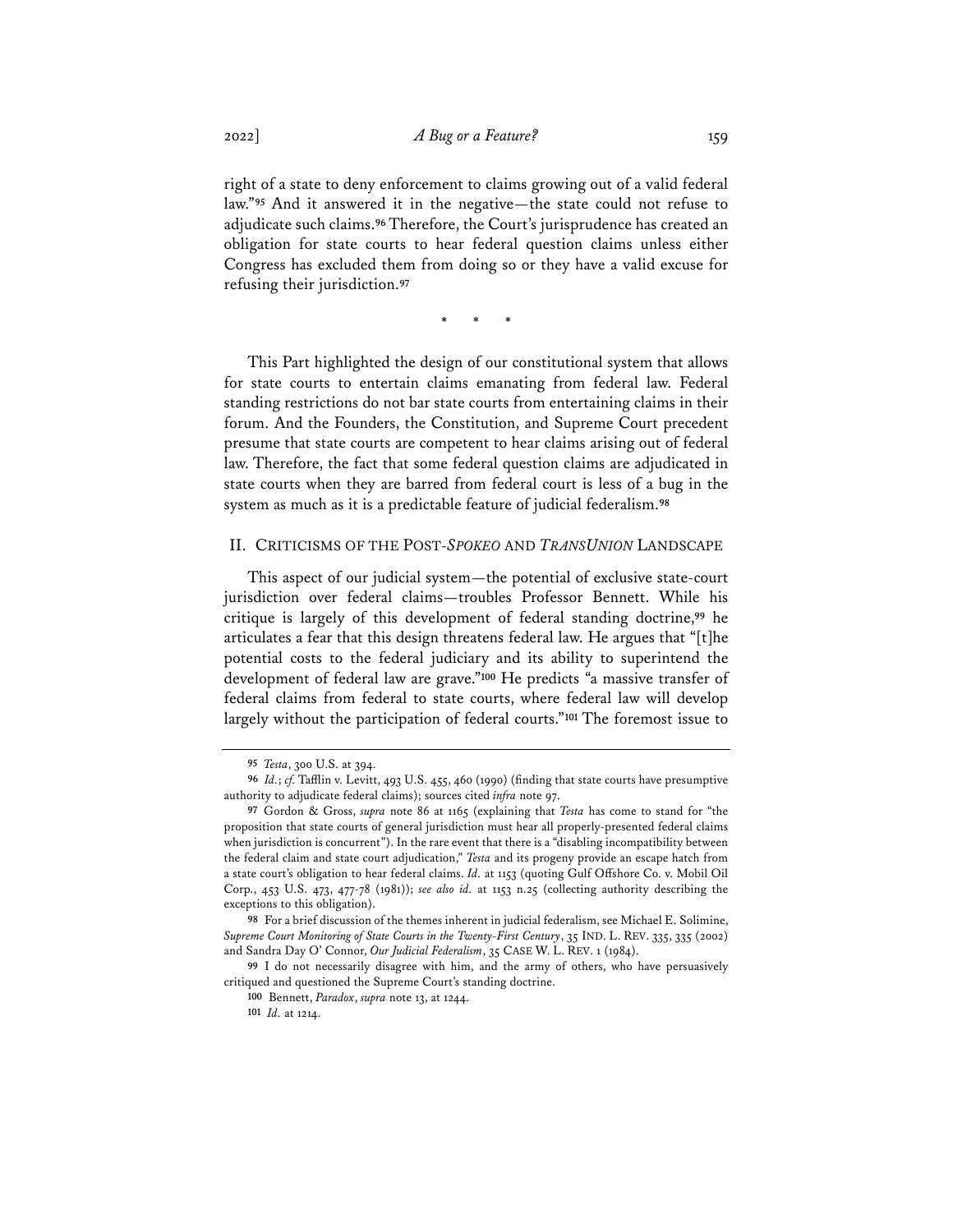right of a state to deny enforcement to claims growing out of a valid federal law."[95] And it answered it in the negative—the state could not refuse to adjudicate such claims.[96] Therefore, the Court's jurisprudence has created an obligation for state courts to hear federal question claims unless either Congress has excluded them from doing so or they have a valid excuse for refusing their jurisdiction.[97]

\* \* \*

This Part highlighted the design of our constitutional system that allows for state courts to entertain claims emanating from federal law. Federal standing restrictions do not bar state courts from entertaining claims in their forum. And the Founders, the Constitution, and Supreme Court precedent presume that state courts are competent to hear claims arising out of federal law. Therefore, the fact that some federal question claims are adjudicated in state courts when they are barred from federal court is less of a bug in the system as much as it is a predictable feature of judicial federalism.[98]

## II. CRITICISMS OF THE POST-*SPOKEO* AND *TRANSUNION* LANDSCAPE

This aspect of our judicial system—the potential of exclusive state-court jurisdiction over federal claims—troubles Professor Bennett. While his critique is largely of this development of federal standing doctrine,[99] he articulates a fear that this design threatens federal law. He argues that "[t]he potential costs to the federal judiciary and its ability to superintend the development of federal law are grave."[100] He predicts "a massive transfer of federal claims from federal to state courts, where federal law will develop largely without the participation of federal courts."[101] The foremost issue to

---

95 *Testa*, 300 U.S. at 394.

96 *Id.*; *cf.* Tafflin v. Levitt, 493 U.S. 455, 460 (1990) (finding that state courts have presumptive authority to adjudicate federal claims); sources cited *infra* note 97.

97 Gordon & Gross, *supra* note 86 at 1165 (explaining that *Testa* has come to stand for "the proposition that state courts of general jurisdiction must hear all properly-presented federal claims when jurisdiction is concurrent"). In the rare event that there is a "disabling incompatibility between the federal claim and state court adjudication," *Testa* and its progeny provide an escape hatch from a state court's obligation to hear federal claims. *Id.* at 1153 (quoting Gulf Offshore Co. v. Mobil Oil Corp., 453 U.S. 473, 477-78 (1981)); *see also id.* at 1153 n.25 (collecting authority describing the exceptions to this obligation).

98 For a brief discussion of the themes inherent in judicial federalism, see Michael E. Solimine, *Supreme Court Monitoring of State Courts in the Twenty-First Century*, 35 IND. L. REV. 335, 335 (2002) and Sandra Day O' Connor, *Our Judicial Federalism*, 35 CASE W. L. REV. 1 (1984).

99 I do not necessarily disagree with him, and the army of others, who have persuasively critiqued and questioned the Supreme Court's standing doctrine.

100 Bennett, *Paradox*, *supra* note 13, at 1244.

101 *Id.* at 1214.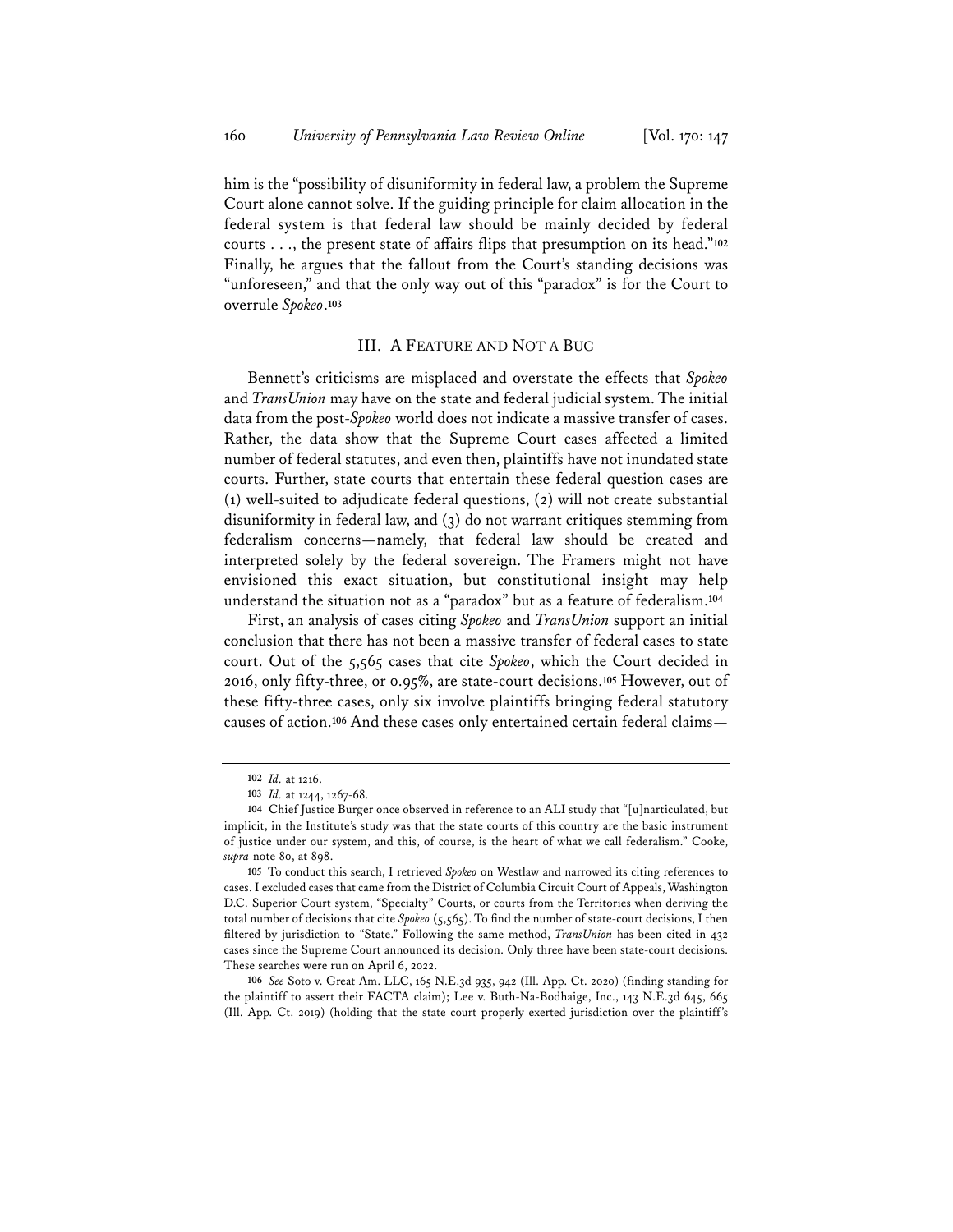him is the "possibility of disuniformity in federal law, a problem the Supreme Court alone cannot solve. If the guiding principle for claim allocation in the federal system is that federal law should be mainly decided by federal courts . . ., the present state of affairs flips that presumption on its head."[102] Finally, he argues that the fallout from the Court's standing decisions was "unforeseen," and that the only way out of this "paradox" is for the Court to overrule *Spokeo*.[103]

## III. A FEATURE AND NOT A BUG

Bennett's criticisms are misplaced and overstate the effects that *Spokeo* and *TransUnion* may have on the state and federal judicial system. The initial data from the post-*Spokeo* world does not indicate a massive transfer of cases. Rather, the data show that the Supreme Court cases affected a limited number of federal statutes, and even then, plaintiffs have not inundated state courts. Further, state courts that entertain these federal question cases are (1) well-suited to adjudicate federal questions, (2) will not create substantial disuniformity in federal law, and (3) do not warrant critiques stemming from federalism concerns—namely, that federal law should be created and interpreted solely by the federal sovereign. The Framers might not have envisioned this exact situation, but constitutional insight may help understand the situation not as a "paradox" but as a feature of federalism.[104]

First, an analysis of cases citing *Spokeo* and *TransUnion* support an initial conclusion that there has not been a massive transfer of federal cases to state court. Out of the 5,565 cases that cite *Spokeo*, which the Court decided in 2016, only fifty-three, or 0.95%, are state-court decisions.[105] However, out of these fifty-three cases, only six involve plaintiffs bringing federal statutory causes of action.[106] And these cases only entertained certain federal claims—

---

[102] *Id.* at 1216.

[103] *Id.* at 1244, 1267-68.

[104] Chief Justice Burger once observed in reference to an ALI study that "[u]narticulated, but implicit, in the Institute's study was that the state courts of this country are the basic instrument of justice under our system, and this, of course, is the heart of what we call federalism." Cooke, *supra* note 80, at 898.

[105] To conduct this search, I retrieved *Spokeo* on Westlaw and narrowed its citing references to cases. I excluded cases that came from the District of Columbia Circuit Court of Appeals, Washington D.C. Superior Court system, "Specialty" Courts, or courts from the Territories when deriving the total number of decisions that cite *Spokeo* (5,565). To find the number of state-court decisions, I then filtered by jurisdiction to "State." Following the same method, *TransUnion* has been cited in 432 cases since the Supreme Court announced its decision. Only three have been state-court decisions. These searches were run on April 6, 2022.

[106] *See* Soto v. Great Am. LLC, 165 N.E.3d 935, 942 (Ill. App. Ct. 2020) (finding standing for the plaintiff to assert their FACTA claim); Lee v. Buth-Na-Bodhaige, Inc., 143 N.E.3d 645, 665 (Ill. App. Ct. 2019) (holding that the state court properly exerted jurisdiction over the plaintiff's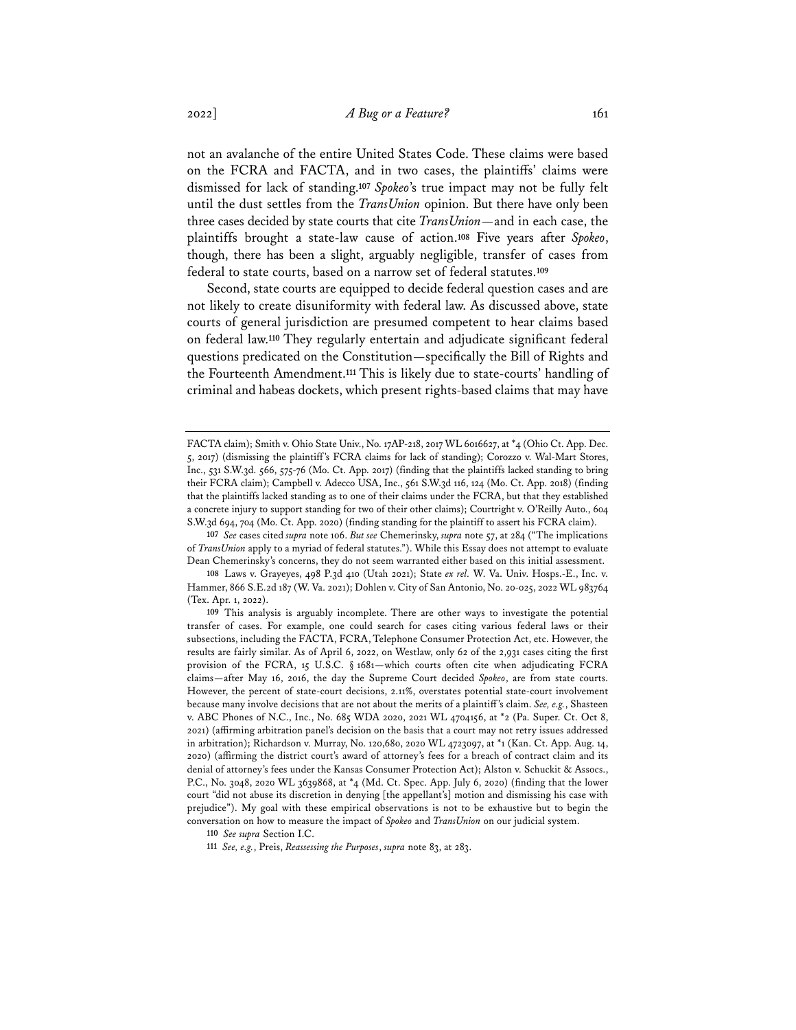not an avalanche of the entire United States Code. These claims were based on the FCRA and FACTA, and in two cases, the plaintiffs' claims were dismissed for lack of standing.[107] *Spokeo*'s true impact may not be fully felt until the dust settles from the *TransUnion* opinion. But there have only been three cases decided by state courts that cite *TransUnion*—and in each case, the plaintiffs brought a state-law cause of action.[108] Five years after *Spokeo*, though, there has been a slight, arguably negligible, transfer of cases from federal to state courts, based on a narrow set of federal statutes.[109]

Second, state courts are equipped to decide federal question cases and are not likely to create disuniformity with federal law. As discussed above, state courts of general jurisdiction are presumed competent to hear claims based on federal law.[110] They regularly entertain and adjudicate significant federal questions predicated on the Constitution—specifically the Bill of Rights and the Fourteenth Amendment.[111] This is likely due to state-courts' handling of criminal and habeas dockets, which present rights-based claims that may have

---

FACTA claim); Smith v. Ohio State Univ., No. 17AP-218, 2017 WL 6016627, at *4 (Ohio Ct. App. Dec. 5, 2017) (dismissing the plaintiff's FCRA claims for lack of standing); Corozzo v. Wal-Mart Stores, Inc., 531 S.W.3d. 566, 575-76 (Mo. Ct. App. 2017) (finding that the plaintiffs lacked standing to bring their FCRA claim); Campbell v. Adecco USA, Inc., 561 S.W.3d 116, 124 (Mo. Ct. App. 2018) (finding that the plaintiffs lacked standing as to one of their claims under the FCRA, but that they established a concrete injury to support standing for two of their other claims); Courtright v. O'Reilly Auto., 604 S.W.3d 694, 704 (Mo. Ct. App. 2020) (finding standing for the plaintiff to assert his FCRA claim).

[107] *See* cases cited *supra* note 106. *But see* Chemerinsky, *supra* note 57, at 284 ("The implications of *TransUnion* apply to a myriad of federal statutes."). While this Essay does not attempt to evaluate Dean Chemerinsky's concerns, they do not seem warranted either based on this initial assessment.

[108] Laws v. Grayeyes, 498 P.3d 410 (Utah 2021); State *ex rel.* W. Va. Univ. Hosps.-E., Inc. v. Hammer, 866 S.E.2d 187 (W. Va. 2021); Dohlen v. City of San Antonio, No. 20-025, 2022 WL 983764 (Tex. Apr. 1, 2022).

[109] This analysis is arguably incomplete. There are other ways to investigate the potential transfer of cases. For example, one could search for cases citing various federal laws or their subsections, including the FACTA, FCRA, Telephone Consumer Protection Act, etc. However, the results are fairly similar. As of April 6, 2022, on Westlaw, only 62 of the 2,931 cases citing the first provision of the FCRA, 15 U.S.C. § 1681—which courts often cite when adjudicating FCRA claims—after May 16, 2016, the day the Supreme Court decided *Spokeo*, are from state courts. However, the percent of state-court decisions, 2.11%, overstates potential state-court involvement because many involve decisions that are not about the merits of a plaintiff's claim. *See, e.g.*, Shasteen v. ABC Phones of N.C., Inc., No. 685 WDA 2020, 2021 WL 4704156, at *2 (Pa. Super. Ct. Oct 8, 2021) (affirming arbitration panel's decision on the basis that a court may not retry issues addressed in arbitration); Richardson v. Murray, No. 120,680, 2020 WL 4723097, at *1 (Kan. Ct. App. Aug. 14, 2020) (affirming the district court's award of attorney's fees for a breach of contract claim and its denial of attorney's fees under the Kansas Consumer Protection Act); Alston v. Schuckit & Assocs., P.C., No. 3048, 2020 WL 3639868, at *4 (Md. Ct. Spec. App. July 6, 2020) (finding that the lower court "did not abuse its discretion in denying [the appellant's] motion and dismissing his case with prejudice"). My goal with these empirical observations is not to be exhaustive but to begin the conversation on how to measure the impact of *Spokeo* and *TransUnion* on our judicial system.

[110] *See supra* Section I.C.

[111] *See, e.g.*, Preis, *Reassessing the Purposes*, *supra* note 83, at 283.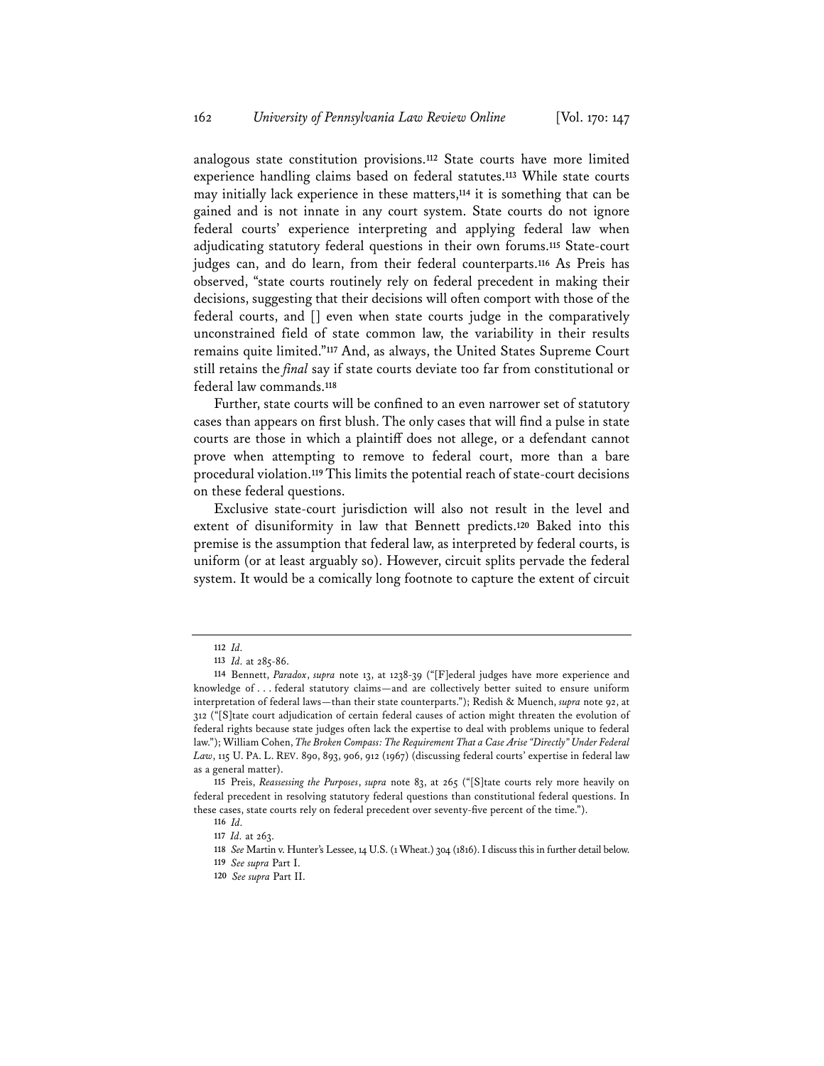analogous state constitution provisions.[112] State courts have more limited experience handling claims based on federal statutes.[113] While state courts may initially lack experience in these matters,[114] it is something that can be gained and is not innate in any court system. State courts do not ignore federal courts' experience interpreting and applying federal law when adjudicating statutory federal questions in their own forums.[115] State-court judges can, and do learn, from their federal counterparts.[116] As Preis has observed, "state courts routinely rely on federal precedent in making their decisions, suggesting that their decisions will often comport with those of the federal courts, and [] even when state courts judge in the comparatively unconstrained field of state common law, the variability in their results remains quite limited."[117] And, as always, the United States Supreme Court still retains the *final* say if state courts deviate too far from constitutional or federal law commands.[118]

Further, state courts will be confined to an even narrower set of statutory cases than appears on first blush. The only cases that will find a pulse in state courts are those in which a plaintiff does not allege, or a defendant cannot prove when attempting to remove to federal court, more than a bare procedural violation.[119] This limits the potential reach of state-court decisions on these federal questions.

Exclusive state-court jurisdiction will also not result in the level and extent of disuniformity in law that Bennett predicts.[120] Baked into this premise is the assumption that federal law, as interpreted by federal courts, is uniform (or at least arguably so). However, circuit splits pervade the federal system. It would be a comically long footnote to capture the extent of circuit

---

112 *Id.*

113 *Id.* at 285-86.

114 Bennett, *Paradox*, *supra* note 13, at 1238-39 ("[F]ederal judges have more experience and knowledge of . . . federal statutory claims—and are collectively better suited to ensure uniform interpretation of federal laws—than their state counterparts."); Redish & Muench, *supra* note 92, at 312 ("[S]tate court adjudication of certain federal causes of action might threaten the evolution of federal rights because state judges often lack the expertise to deal with problems unique to federal law."); William Cohen, *The Broken Compass: The Requirement That a Case Arise "Directly" Under Federal Law*, 115 U. PA. L. REV. 890, 893, 906, 912 (1967) (discussing federal courts' expertise in federal law as a general matter).

115 Preis, *Reassessing the Purposes*, *supra* note 83, at 265 ("[S]tate courts rely more heavily on federal precedent in resolving statutory federal questions than constitutional federal questions. In these cases, state courts rely on federal precedent over seventy-five percent of the time.").

116 *Id.*

117 *Id.* at 263.

118 *See* Martin v. Hunter's Lessee, 14 U.S. (1 Wheat.) 304 (1816). I discuss this in further detail below.

119 *See supra* Part I.

120 *See supra* Part II.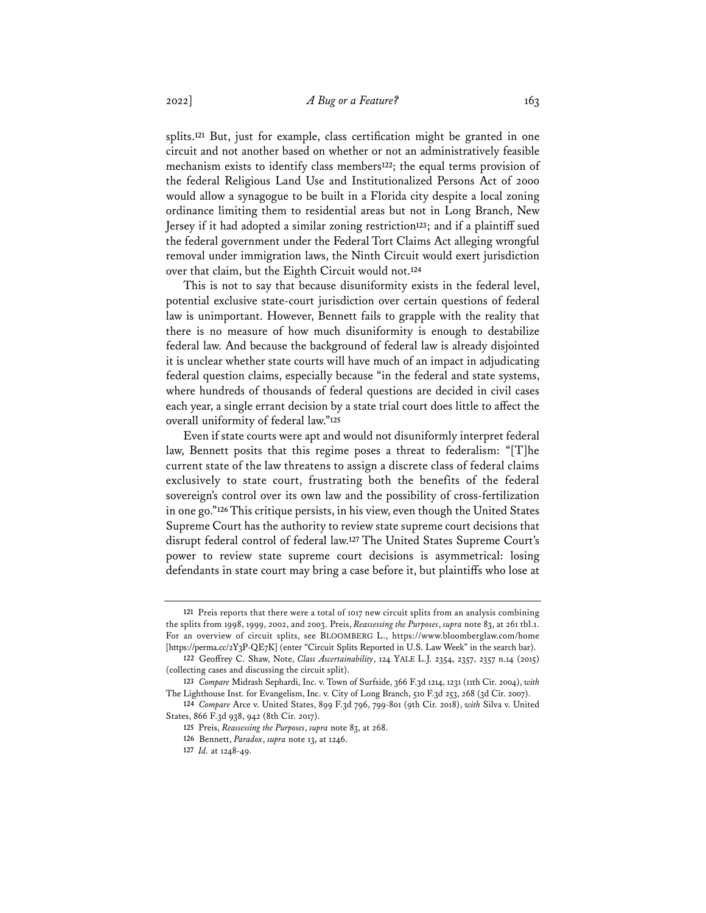splits.[121] But, just for example, class certification might be granted in one circuit and not another based on whether or not an administratively feasible mechanism exists to identify class members[122]; the equal terms provision of the federal Religious Land Use and Institutionalized Persons Act of 2000 would allow a synagogue to be built in a Florida city despite a local zoning ordinance limiting them to residential areas but not in Long Branch, New Jersey if it had adopted a similar zoning restriction[123]; and if a plaintiff sued the federal government under the Federal Tort Claims Act alleging wrongful removal under immigration laws, the Ninth Circuit would exert jurisdiction over that claim, but the Eighth Circuit would not.[124]

This is not to say that because disuniformity exists in the federal level, potential exclusive state-court jurisdiction over certain questions of federal law is unimportant. However, Bennett fails to grapple with the reality that there is no measure of how much disuniformity is enough to destabilize federal law. And because the background of federal law is already disjointed it is unclear whether state courts will have much of an impact in adjudicating federal question claims, especially because "in the federal and state systems, where hundreds of thousands of federal questions are decided in civil cases each year, a single errant decision by a state trial court does little to affect the overall uniformity of federal law."[125]

Even if state courts were apt and would not disuniformly interpret federal law, Bennett posits that this regime poses a threat to federalism: "[T]he current state of the law threatens to assign a discrete class of federal claims exclusively to state court, frustrating both the benefits of the federal sovereign's control over its own law and the possibility of cross-fertilization in one go."[126] This critique persists, in his view, even though the United States Supreme Court has the authority to review state supreme court decisions that disrupt federal control of federal law.[127] The United States Supreme Court's power to review state supreme court decisions is asymmetrical: losing defendants in state court may bring a case before it, but plaintiffs who lose at

---

[121] Preis reports that there were a total of 1017 new circuit splits from an analysis combining the splits from 1998, 1999, 2002, and 2003. Preis, *Reassessing the Purposes*, *supra* note 83, at 261 tbl.1. For an overview of circuit splits, see BLOOMBERG L., https://www.bloomberglaw.com/home [https://perma.cc/2Y3P-QE7K] (enter "Circuit Splits Reported in U.S. Law Week" in the search bar).

[122] Geoffrey C. Shaw, Note, *Class Ascertainability*, 124 YALE L.J. 2354, 2357, 2357 n.14 (2015) (collecting cases and discussing the circuit split).

[123] *Compare* Midrash Sephardi, Inc. v. Town of Surfside, 366 F.3d 1214, 1231 (11th Cir. 2004), *with* The Lighthouse Inst. for Evangelism, Inc. v. City of Long Branch, 510 F.3d 253, 268 (3d Cir. 2007).

[124] *Compare* Arce v. United States, 899 F.3d 796, 799-801 (9th Cir. 2018), *with* Silva v. United States, 866 F.3d 938, 942 (8th Cir. 2017).

[125] Preis, *Reassessing the Purposes*, *supra* note 83, at 268.

[126] Bennett, *Paradox*, *supra* note 13, at 1246.

[127] *Id.* at 1248-49.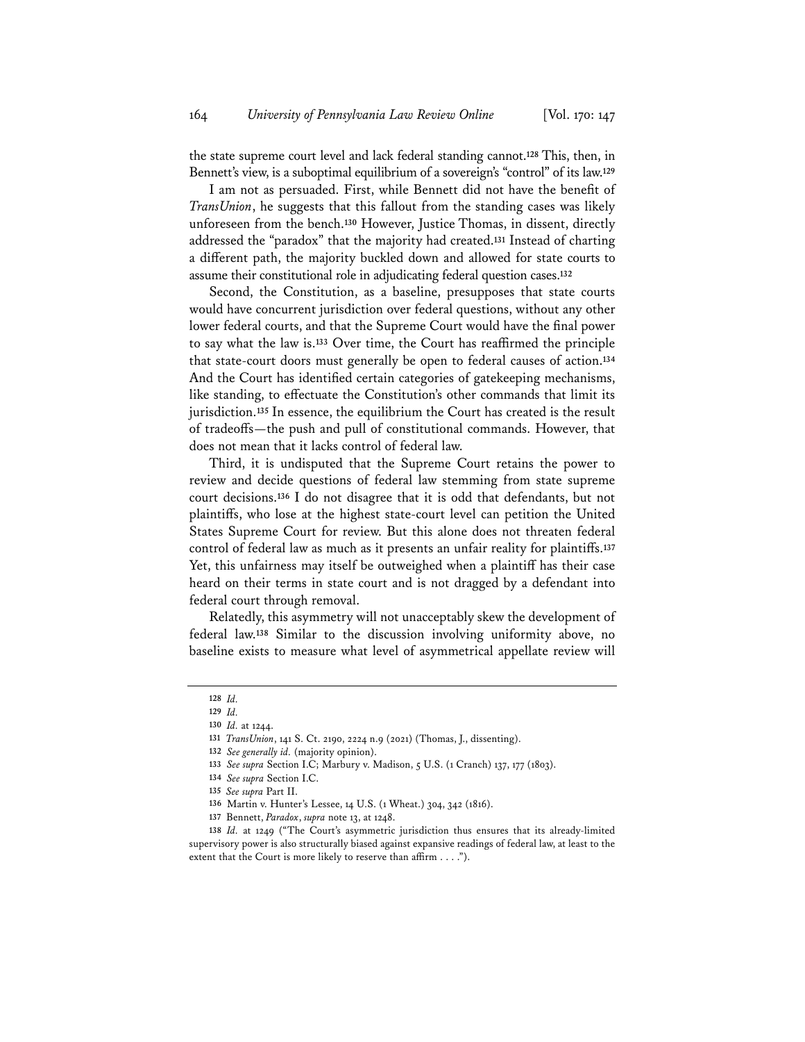the state supreme court level and lack federal standing cannot.[128] This, then, in Bennett's view, is a suboptimal equilibrium of a sovereign's "control" of its law.[129]

I am not as persuaded. First, while Bennett did not have the benefit of *TransUnion*, he suggests that this fallout from the standing cases was likely unforeseen from the bench.[130] However, Justice Thomas, in dissent, directly addressed the "paradox" that the majority had created.[131] Instead of charting a different path, the majority buckled down and allowed for state courts to assume their constitutional role in adjudicating federal question cases.[132]

Second, the Constitution, as a baseline, presupposes that state courts would have concurrent jurisdiction over federal questions, without any other lower federal courts, and that the Supreme Court would have the final power to say what the law is.[133] Over time, the Court has reaffirmed the principle that state-court doors must generally be open to federal causes of action.[134] And the Court has identified certain categories of gatekeeping mechanisms, like standing, to effectuate the Constitution's other commands that limit its jurisdiction.[135] In essence, the equilibrium the Court has created is the result of tradeoffs—the push and pull of constitutional commands. However, that does not mean that it lacks control of federal law.

Third, it is undisputed that the Supreme Court retains the power to review and decide questions of federal law stemming from state supreme court decisions.[136] I do not disagree that it is odd that defendants, but not plaintiffs, who lose at the highest state-court level can petition the United States Supreme Court for review. But this alone does not threaten federal control of federal law as much as it presents an unfair reality for plaintiffs.[137] Yet, this unfairness may itself be outweighed when a plaintiff has their case heard on their terms in state court and is not dragged by a defendant into federal court through removal.

Relatedly, this asymmetry will not unacceptably skew the development of federal law.[138] Similar to the discussion involving uniformity above, no baseline exists to measure what level of asymmetrical appellate review will

---

128 *Id.*

129 *Id.*

130 *Id.* at 1244.

131 *TransUnion*, 141 S. Ct. 2190, 2224 n.9 (2021) (Thomas, J., dissenting).

132 *See generally id.* (majority opinion).

133 *See supra* Section I.C; Marbury v. Madison, 5 U.S. (1 Cranch) 137, 177 (1803).

134 *See supra* Section I.C.

135 *See supra* Part II.

136 Martin v. Hunter's Lessee, 14 U.S. (1 Wheat.) 304, 342 (1816).

137 Bennett, *Paradox*, *supra* note 13, at 1248.

138 *Id.* at 1249 ("The Court's asymmetric jurisdiction thus ensures that its already-limited supervisory power is also structurally biased against expansive readings of federal law, at least to the extent that the Court is more likely to reserve than affirm . . . .").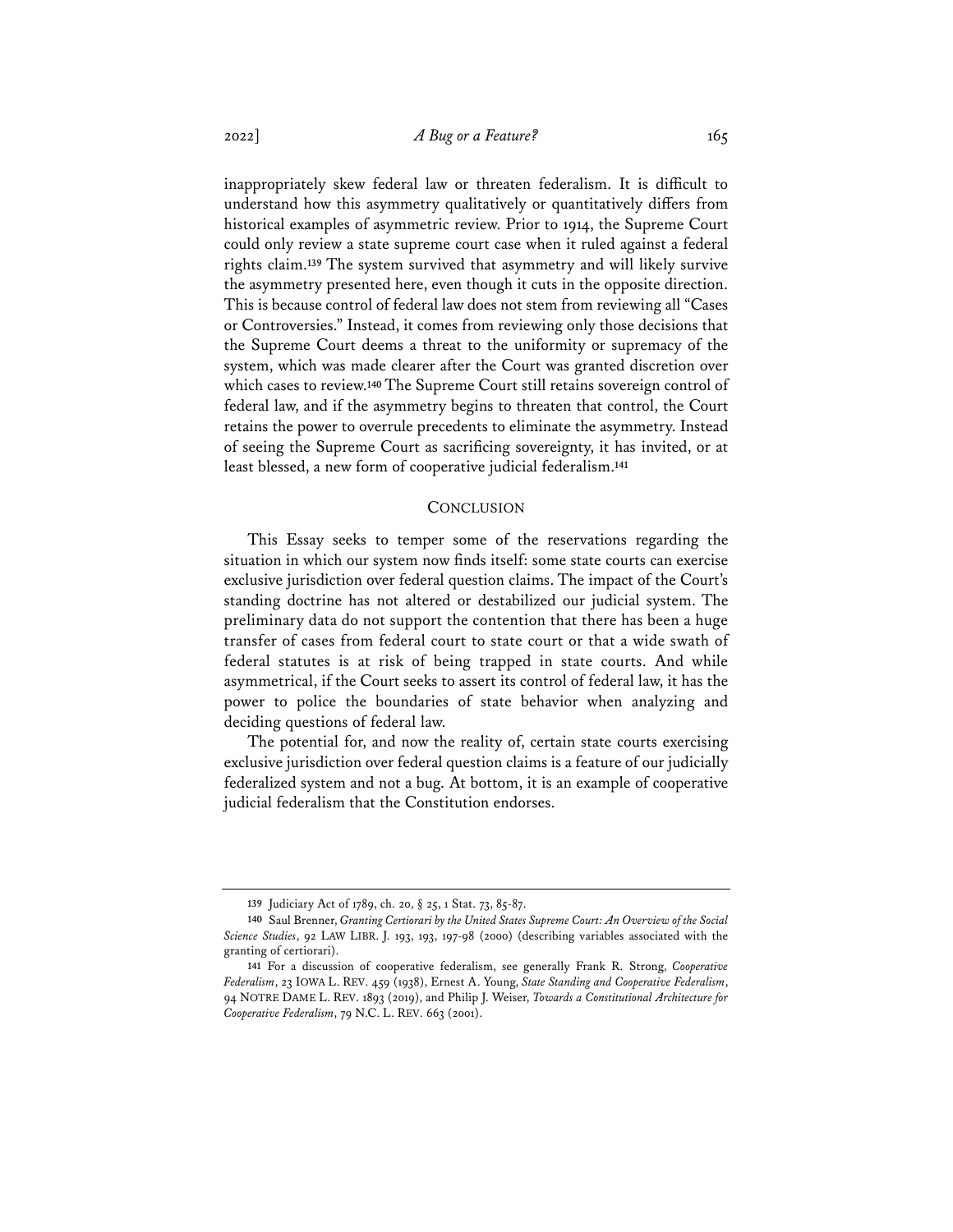inappropriately skew federal law or threaten federalism. It is difficult to understand how this asymmetry qualitatively or quantitatively differs from historical examples of asymmetric review. Prior to 1914, the Supreme Court could only review a state supreme court case when it ruled against a federal rights claim.[139] The system survived that asymmetry and will likely survive the asymmetry presented here, even though it cuts in the opposite direction. This is because control of federal law does not stem from reviewing all "Cases or Controversies." Instead, it comes from reviewing only those decisions that the Supreme Court deems a threat to the uniformity or supremacy of the system, which was made clearer after the Court was granted discretion over which cases to review.[140] The Supreme Court still retains sovereign control of federal law, and if the asymmetry begins to threaten that control, the Court retains the power to overrule precedents to eliminate the asymmetry. Instead of seeing the Supreme Court as sacrificing sovereignty, it has invited, or at least blessed, a new form of cooperative judicial federalism.[141]

## CONCLUSION

This Essay seeks to temper some of the reservations regarding the situation in which our system now finds itself: some state courts can exercise exclusive jurisdiction over federal question claims. The impact of the Court's standing doctrine has not altered or destabilized our judicial system. The preliminary data do not support the contention that there has been a huge transfer of cases from federal court to state court or that a wide swath of federal statutes is at risk of being trapped in state courts. And while asymmetrical, if the Court seeks to assert its control of federal law, it has the power to police the boundaries of state behavior when analyzing and deciding questions of federal law.

The potential for, and now the reality of, certain state courts exercising exclusive jurisdiction over federal question claims is a feature of our judicially federalized system and not a bug. At bottom, it is an example of cooperative judicial federalism that the Constitution endorses.

---

139 Judiciary Act of 1789, ch. 20, § 25, 1 Stat. 73, 85-87.

140 Saul Brenner, *Granting Certiorari by the United States Supreme Court: An Overview of the Social Science Studies*, 92 LAW LIBR. J. 193, 193, 197-98 (2000) (describing variables associated with the granting of certiorari).

141 For a discussion of cooperative federalism, see generally Frank R. Strong, *Cooperative Federalism*, 23 IOWA L. REV. 459 (1938), Ernest A. Young, *State Standing and Cooperative Federalism*, 94 NOTRE DAME L. REV. 1893 (2019), and Philip J. Weiser, *Towards a Constitutional Architecture for Cooperative Federalism*, 79 N.C. L. REV. 663 (2001).